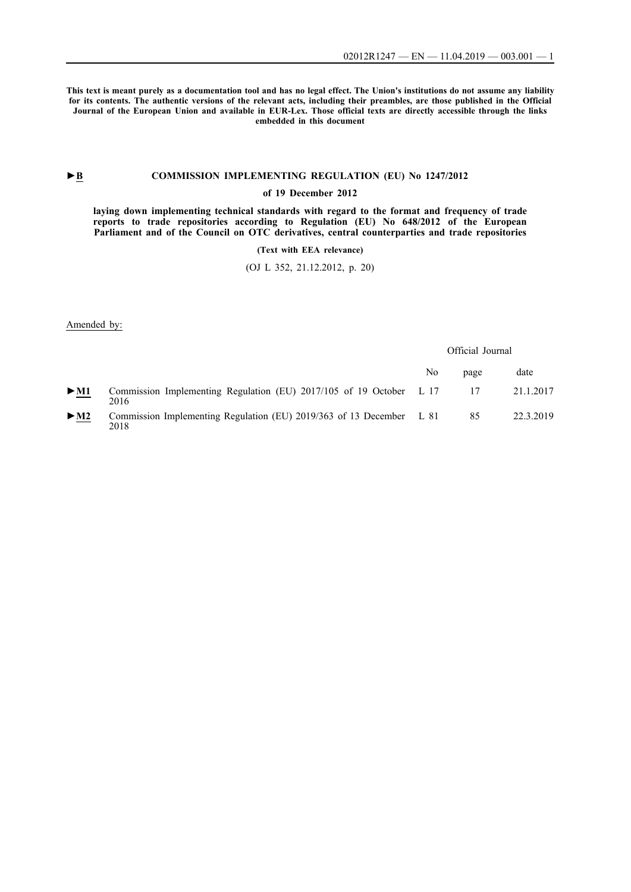**This text is meant purely as a documentation tool and has no legal effect. The Union's institutions do not assume any liability for its contents. The authentic versions of the relevant acts, including their preambles, are those published in the Official Journal of the European Union and available in EUR-Lex. Those official texts are directly accessible through the links embedded in this document**

►**B** **COMMISSION IMPLEMENTING REGULATION (EU) No 1247/2012**

**of 19 December 2012**

**laying down implementing technical standards with regard to the format and frequency of trade reports to trade repositories according to Regulation (EU) No 648/2012 of the European Parliament and of the Council on OTC derivatives, central counterparties and trade repositories**

**(Text with EEA relevance)**

(OJ L 352, 21.12.2012, p. 20)

Amended by:

| | | Official Journal | | |
|---|---|---|---|---|
| | | No | page | date |
| ►**M1** | Commission Implementing Regulation (EU) 2017/105 of 19 October 2016 | L 17 | 17 | 21.1.2017 |
| ►**M2** | Commission Implementing Regulation (EU) 2019/363 of 13 December 2018 | L 81 | 85 | 22.3.2019 |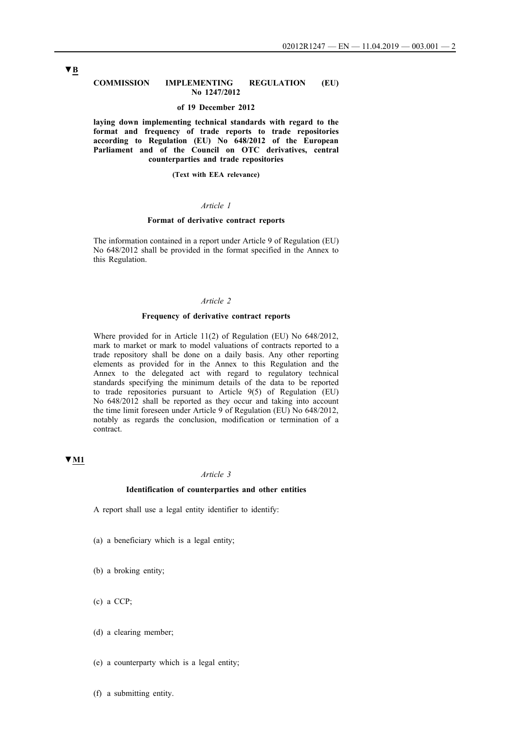▼B

**COMMISSION IMPLEMENTING REGULATION (EU) No 1247/2012**

**of 19 December 2012**

**laying down implementing technical standards with regard to the format and frequency of trade reports to trade repositories according to Regulation (EU) No 648/2012 of the European Parliament and of the Council on OTC derivatives, central counterparties and trade repositories**

**(Text with EEA relevance)**

*Article 1*

**Format of derivative contract reports**

The information contained in a report under Article 9 of Regulation (EU) No 648/2012 shall be provided in the format specified in the Annex to this Regulation.

*Article 2*

**Frequency of derivative contract reports**

Where provided for in Article 11(2) of Regulation (EU) No 648/2012, mark to market or mark to model valuations of contracts reported to a trade repository shall be done on a daily basis. Any other reporting elements as provided for in the Annex to this Regulation and the Annex to the delegated act with regard to regulatory technical standards specifying the minimum details of the data to be reported to trade repositories pursuant to Article 9(5) of Regulation (EU) No 648/2012 shall be reported as they occur and taking into account the time limit foreseen under Article 9 of Regulation (EU) No 648/2012, notably as regards the conclusion, modification or termination of a contract.

▼M1

*Article 3*

**Identification of counterparties and other entities**

A report shall use a legal entity identifier to identify:

(a) a beneficiary which is a legal entity;

(b) a broking entity;

(c) a CCP;

(d) a clearing member;

(e) a counterparty which is a legal entity;

(f) a submitting entity.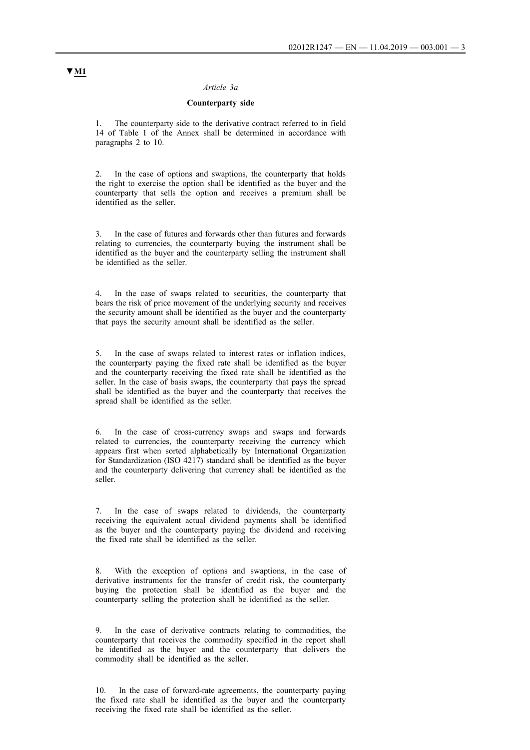▼M1

*Article 3a*

**Counterparty side**

1. The counterparty side to the derivative contract referred to in field 14 of Table 1 of the Annex shall be determined in accordance with paragraphs 2 to 10.

2. In the case of options and swaptions, the counterparty that holds the right to exercise the option shall be identified as the buyer and the counterparty that sells the option and receives a premium shall be identified as the seller.

3. In the case of futures and forwards other than futures and forwards relating to currencies, the counterparty buying the instrument shall be identified as the buyer and the counterparty selling the instrument shall be identified as the seller.

4. In the case of swaps related to securities, the counterparty that bears the risk of price movement of the underlying security and receives the security amount shall be identified as the buyer and the counterparty that pays the security amount shall be identified as the seller.

5. In the case of swaps related to interest rates or inflation indices, the counterparty paying the fixed rate shall be identified as the buyer and the counterparty receiving the fixed rate shall be identified as the seller. In the case of basis swaps, the counterparty that pays the spread shall be identified as the buyer and the counterparty that receives the spread shall be identified as the seller.

6. In the case of cross-currency swaps and swaps and forwards related to currencies, the counterparty receiving the currency which appears first when sorted alphabetically by International Organization for Standardization (ISO 4217) standard shall be identified as the buyer and the counterparty delivering that currency shall be identified as the seller.

7. In the case of swaps related to dividends, the counterparty receiving the equivalent actual dividend payments shall be identified as the buyer and the counterparty paying the dividend and receiving the fixed rate shall be identified as the seller.

8. With the exception of options and swaptions, in the case of derivative instruments for the transfer of credit risk, the counterparty buying the protection shall be identified as the buyer and the counterparty selling the protection shall be identified as the seller.

9. In the case of derivative contracts relating to commodities, the counterparty that receives the commodity specified in the report shall be identified as the buyer and the counterparty that delivers the commodity shall be identified as the seller.

10. In the case of forward-rate agreements, the counterparty paying the fixed rate shall be identified as the buyer and the counterparty receiving the fixed rate shall be identified as the seller.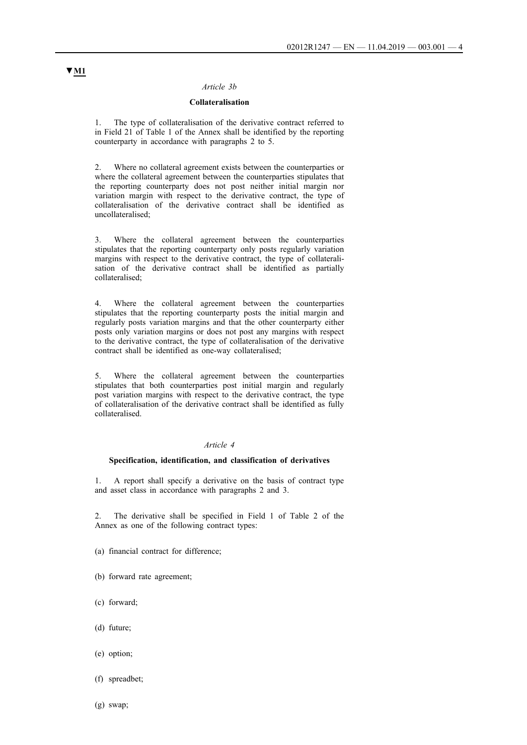▼M1

*Article 3b*

**Collateralisation**

1. The type of collateralisation of the derivative contract referred to in Field 21 of Table 1 of the Annex shall be identified by the reporting counterparty in accordance with paragraphs 2 to 5.

2. Where no collateral agreement exists between the counterparties or where the collateral agreement between the counterparties stipulates that the reporting counterparty does not post neither initial margin nor variation margin with respect to the derivative contract, the type of collateralisation of the derivative contract shall be identified as uncollateralised;

3. Where the collateral agreement between the counterparties stipulates that the reporting counterparty only posts regularly variation margins with respect to the derivative contract, the type of collateralisation of the derivative contract shall be identified as partially collateralised;

4. Where the collateral agreement between the counterparties stipulates that the reporting counterparty posts the initial margin and regularly posts variation margins and that the other counterparty either posts only variation margins or does not post any margins with respect to the derivative contract, the type of collateralisation of the derivative contract shall be identified as one-way collateralised;

5. Where the collateral agreement between the counterparties stipulates that both counterparties post initial margin and regularly post variation margins with respect to the derivative contract, the type of collateralisation of the derivative contract shall be identified as fully collateralised.

*Article 4*

**Specification, identification, and classification of derivatives**

1. A report shall specify a derivative on the basis of contract type and asset class in accordance with paragraphs 2 and 3.

2. The derivative shall be specified in Field 1 of Table 2 of the Annex as one of the following contract types:

(a) financial contract for difference;

(b) forward rate agreement;

(c) forward;

(d) future;

(e) option;

(f) spreadbet;

(g) swap;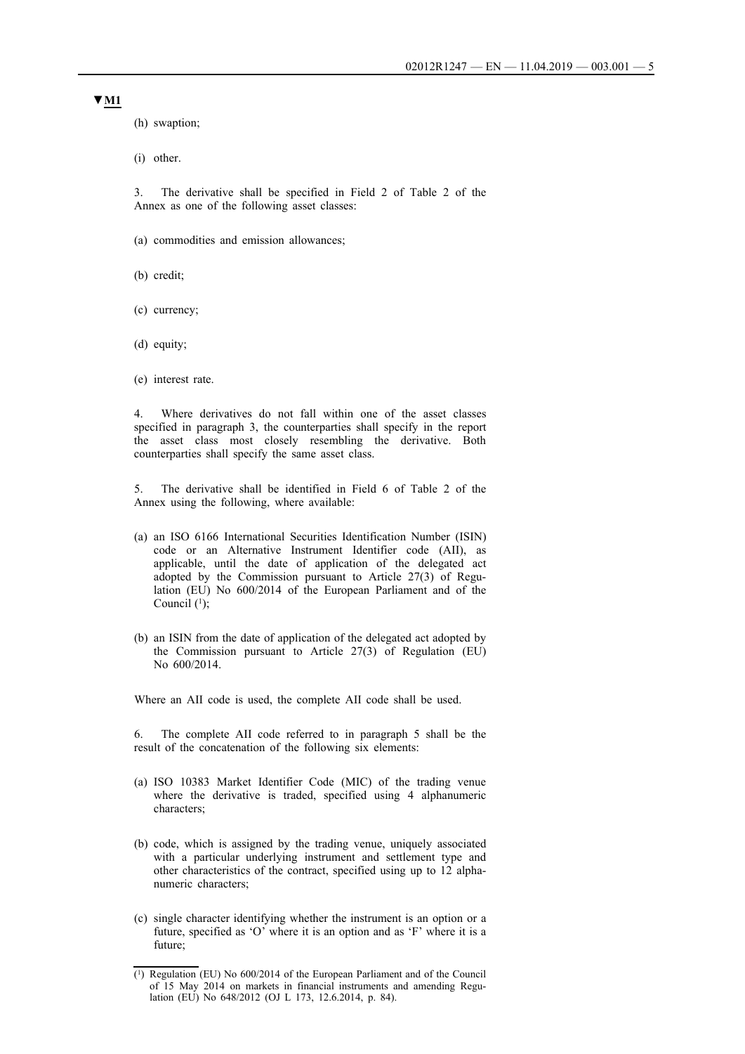▼M1

(h) swaption;

(i) other.

3. The derivative shall be specified in Field 2 of Table 2 of the Annex as one of the following asset classes:

(a) commodities and emission allowances;

(b) credit;

(c) currency;

(d) equity;

(e) interest rate.

4. Where derivatives do not fall within one of the asset classes specified in paragraph 3, the counterparties shall specify in the report the asset class most closely resembling the derivative. Both counterparties shall specify the same asset class.

5. The derivative shall be identified in Field 6 of Table 2 of the Annex using the following, where available:

(a) an ISO 6166 International Securities Identification Number (ISIN) code or an Alternative Instrument Identifier code (AII), as applicable, until the date of application of the delegated act adopted by the Commission pursuant to Article 27(3) of Regulation (EU) No 600/2014 of the European Parliament and of the Council (1);

(b) an ISIN from the date of application of the delegated act adopted by the Commission pursuant to Article 27(3) of Regulation (EU) No 600/2014.

Where an AII code is used, the complete AII code shall be used.

6. The complete AII code referred to in paragraph 5 shall be the result of the concatenation of the following six elements:

(a) ISO 10383 Market Identifier Code (MIC) of the trading venue where the derivative is traded, specified using 4 alphanumeric characters;

(b) code, which is assigned by the trading venue, uniquely associated with a particular underlying instrument and settlement type and other characteristics of the contract, specified using up to 12 alphanumeric characters;

(c) single character identifying whether the instrument is an option or a future, specified as 'O' where it is an option and as 'F' where it is a future;

(1) Regulation (EU) No 600/2014 of the European Parliament and of the Council of 15 May 2014 on markets in financial instruments and amending Regulation (EU) No 648/2012 (OJ L 173, 12.6.2014, p. 84).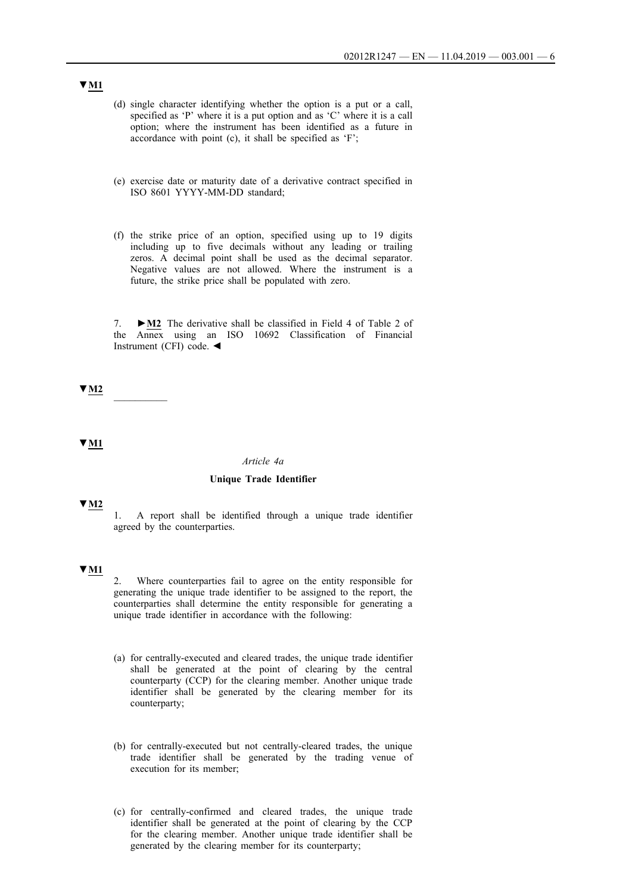▼M1

(d) single character identifying whether the option is a put or a call, specified as 'P' where it is a put option and as 'C' where it is a call option; where the instrument has been identified as a future in accordance with point (c), it shall be specified as 'F';

(e) exercise date or maturity date of a derivative contract specified in ISO 8601 YYYY-MM-DD standard;

(f) the strike price of an option, specified using up to 19 digits including up to five decimals without any leading or trailing zeros. A decimal point shall be used as the decimal separator. Negative values are not allowed. Where the instrument is a future, the strike price shall be populated with zero.

7. ►M2 The derivative shall be classified in Field 4 of Table 2 of the Annex using an ISO 10692 Classification of Financial Instrument (CFI) code. ◄

▼M2

__________

▼M1

*Article 4a*

**Unique Trade Identifier**

▼M2

1. A report shall be identified through a unique trade identifier agreed by the counterparties.

▼M1

2. Where counterparties fail to agree on the entity responsible for generating the unique trade identifier to be assigned to the report, the counterparties shall determine the entity responsible for generating a unique trade identifier in accordance with the following:

(a) for centrally-executed and cleared trades, the unique trade identifier shall be generated at the point of clearing by the central counterparty (CCP) for the clearing member. Another unique trade identifier shall be generated by the clearing member for its counterparty;

(b) for centrally-executed but not centrally-cleared trades, the unique trade identifier shall be generated by the trading venue of execution for its member;

(c) for centrally-confirmed and cleared trades, the unique trade identifier shall be generated at the point of clearing by the CCP for the clearing member. Another unique trade identifier shall be generated by the clearing member for its counterparty;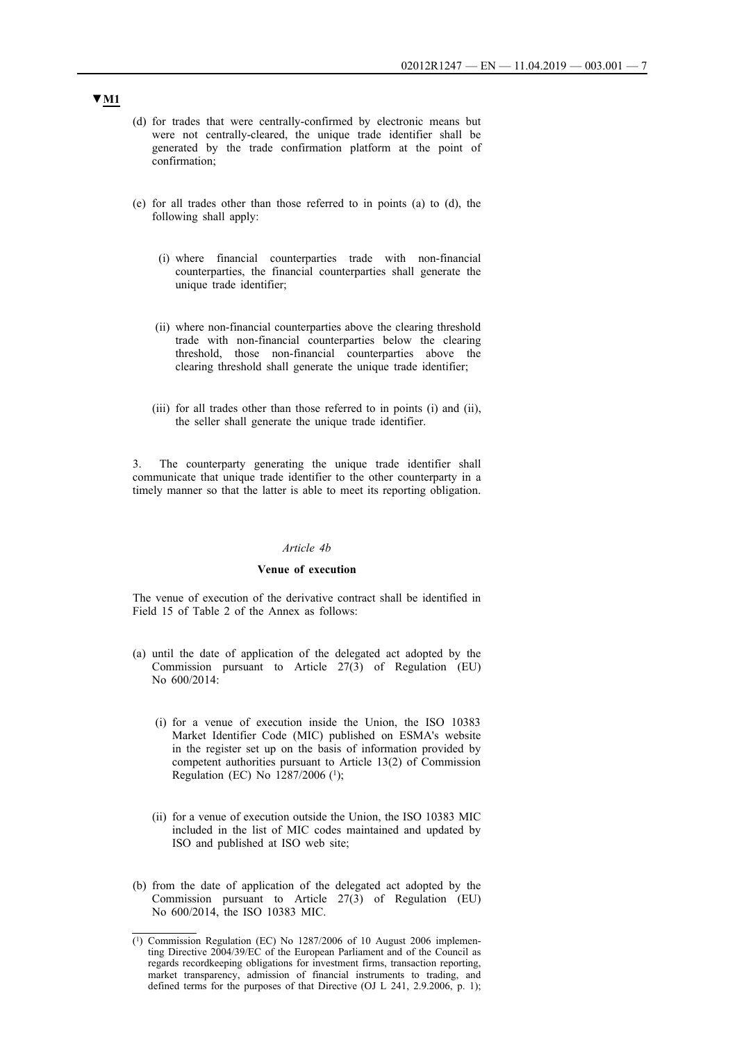▼M1

(d) for trades that were centrally-confirmed by electronic means but were not centrally-cleared, the unique trade identifier shall be generated by the trade confirmation platform at the point of confirmation;

(e) for all trades other than those referred to in points (a) to (d), the following shall apply:

(i) where financial counterparties trade with non-financial counterparties, the financial counterparties shall generate the unique trade identifier;

(ii) where non-financial counterparties above the clearing threshold trade with non-financial counterparties below the clearing threshold, those non-financial counterparties above the clearing threshold shall generate the unique trade identifier;

(iii) for all trades other than those referred to in points (i) and (ii), the seller shall generate the unique trade identifier.

3. The counterparty generating the unique trade identifier shall communicate that unique trade identifier to the other counterparty in a timely manner so that the latter is able to meet its reporting obligation.

*Article 4b*

**Venue of execution**

The venue of execution of the derivative contract shall be identified in Field 15 of Table 2 of the Annex as follows:

(a) until the date of application of the delegated act adopted by the Commission pursuant to Article 27(3) of Regulation (EU) No 600/2014:

(i) for a venue of execution inside the Union, the ISO 10383 Market Identifier Code (MIC) published on ESMA's website in the register set up on the basis of information provided by competent authorities pursuant to Article 13(2) of Commission Regulation (EC) No 1287/2006 [1];

(ii) for a venue of execution outside the Union, the ISO 10383 MIC included in the list of MIC codes maintained and updated by ISO and published at ISO web site;

(b) from the date of application of the delegated act adopted by the Commission pursuant to Article 27(3) of Regulation (EU) No 600/2014, the ISO 10383 MIC.

---

[1] Commission Regulation (EC) No 1287/2006 of 10 August 2006 implementing Directive 2004/39/EC of the European Parliament and of the Council as regards recordkeeping obligations for investment firms, transaction reporting, market transparency, admission of financial instruments to trading, and defined terms for the purposes of that Directive (OJ L 241, 2.9.2006, p. 1);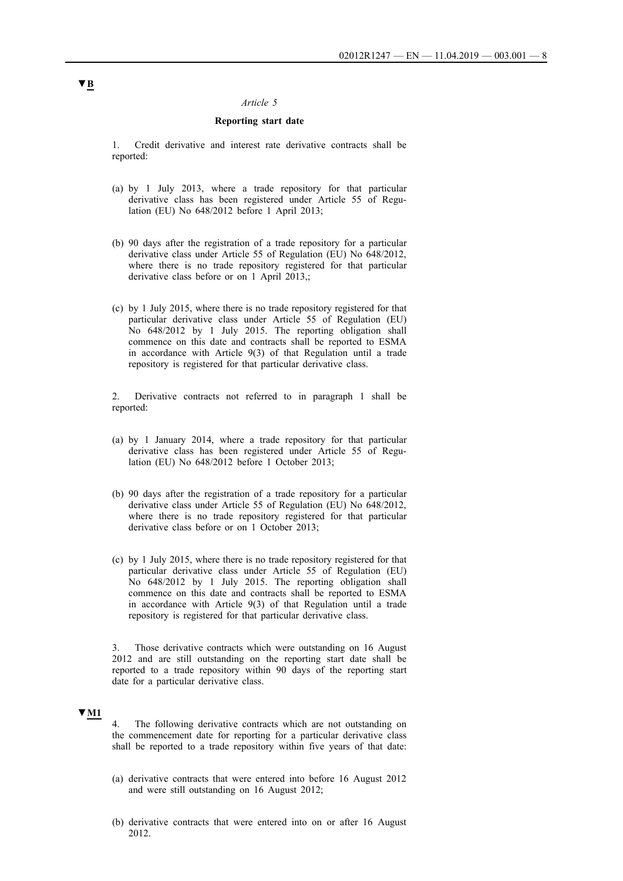▼B

*Article 5*

**Reporting start date**

1. Credit derivative and interest rate derivative contracts shall be reported:

(a) by 1 July 2013, where a trade repository for that particular derivative class has been registered under Article 55 of Regulation (EU) No 648/2012 before 1 April 2013;

(b) 90 days after the registration of a trade repository for a particular derivative class under Article 55 of Regulation (EU) No 648/2012, where there is no trade repository registered for that particular derivative class before or on 1 April 2013,;

(c) by 1 July 2015, where there is no trade repository registered for that particular derivative class under Article 55 of Regulation (EU) No 648/2012 by 1 July 2015. The reporting obligation shall commence on this date and contracts shall be reported to ESMA in accordance with Article 9(3) of that Regulation until a trade repository is registered for that particular derivative class.

2. Derivative contracts not referred to in paragraph 1 shall be reported:

(a) by 1 January 2014, where a trade repository for that particular derivative class has been registered under Article 55 of Regulation (EU) No 648/2012 before 1 October 2013;

(b) 90 days after the registration of a trade repository for a particular derivative class under Article 55 of Regulation (EU) No 648/2012, where there is no trade repository registered for that particular derivative class before or on 1 October 2013;

(c) by 1 July 2015, where there is no trade repository registered for that particular derivative class under Article 55 of Regulation (EU) No 648/2012 by 1 July 2015. The reporting obligation shall commence on this date and contracts shall be reported to ESMA in accordance with Article 9(3) of that Regulation until a trade repository is registered for that particular derivative class.

3. Those derivative contracts which were outstanding on 16 August 2012 and are still outstanding on the reporting start date shall be reported to a trade repository within 90 days of the reporting start date for a particular derivative class.

▼M1

4. The following derivative contracts which are not outstanding on the commencement date for reporting for a particular derivative class shall be reported to a trade repository within five years of that date:

(a) derivative contracts that were entered into before 16 August 2012 and were still outstanding on 16 August 2012;

(b) derivative contracts that were entered into on or after 16 August 2012.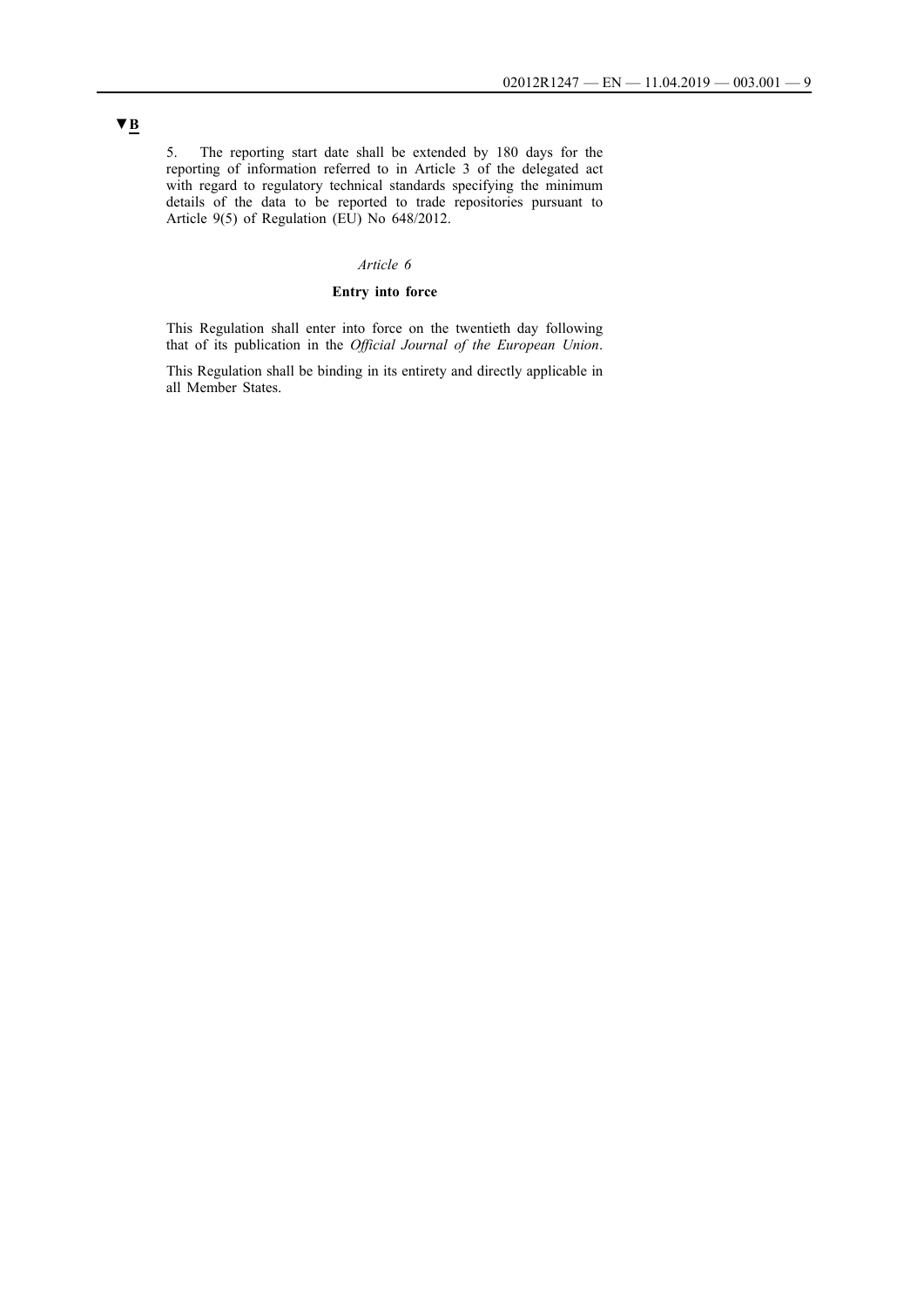▼B

5. The reporting start date shall be extended by 180 days for the reporting of information referred to in Article 3 of the delegated act with regard to regulatory technical standards specifying the minimum details of the data to be reported to trade repositories pursuant to Article 9(5) of Regulation (EU) No 648/2012.

*Article 6*

**Entry into force**

This Regulation shall enter into force on the twentieth day following that of its publication in the *Official Journal of the European Union*.

This Regulation shall be binding in its entirety and directly applicable in all Member States.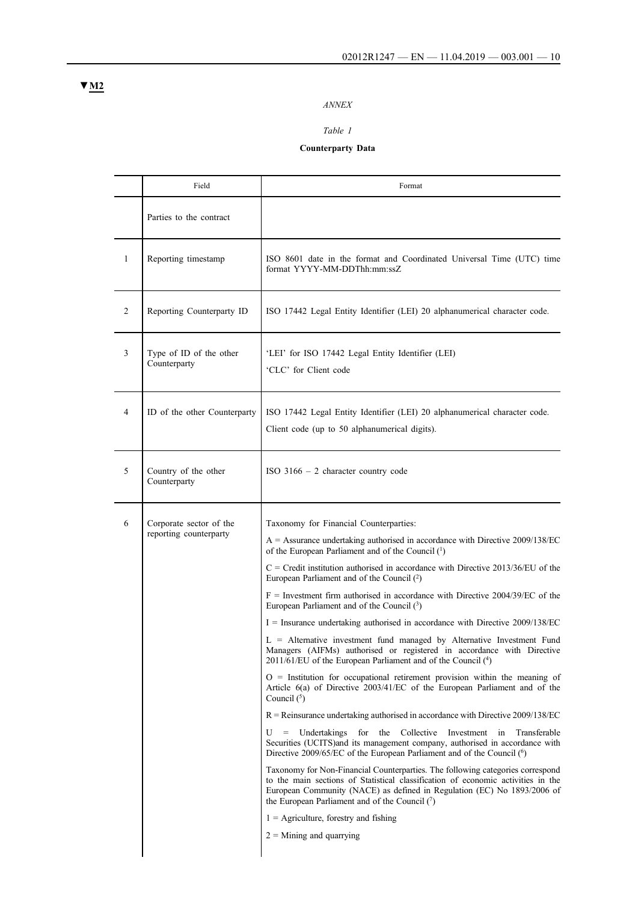▼M2

*ANNEX*

*Table 1*

**Counterparty Data**

| | Field | Format |
|---|---|---|
| | Parties to the contract | |
| 1 | Reporting timestamp | ISO 8601 date in the format and Coordinated Universal Time (UTC) time format YYYY-MM-DDThh:mm:ssZ |
| 2 | Reporting Counterparty ID | ISO 17442 Legal Entity Identifier (LEI) 20 alphanumerical character code. |
| 3 | Type of ID of the other Counterparty | 'LEI' for ISO 17442 Legal Entity Identifier (LEI)<br>'CLC' for Client code |
| 4 | ID of the other Counterparty | ISO 17442 Legal Entity Identifier (LEI) 20 alphanumerical character code.<br>Client code (up to 50 alphanumerical digits). |
| 5 | Country of the other Counterparty | ISO 3166 – 2 character country code |
| 6 | Corporate sector of the reporting counterparty | Taxonomy for Financial Counterparties:<br>A = Assurance undertaking authorised in accordance with Directive 2009/138/EC of the European Parliament and of the Council (1)<br>C = Credit institution authorised in accordance with Directive 2013/36/EU of the European Parliament and of the Council (2)<br>F = Investment firm authorised in accordance with Directive 2004/39/EC of the European Parliament and of the Council (3)<br>I = Insurance undertaking authorised in accordance with Directive 2009/138/EC<br>L = Alternative investment fund managed by Alternative Investment Fund Managers (AIFMs) authorised or registered in accordance with Directive 2011/61/EU of the European Parliament and of the Council (4)<br>O = Institution for occupational retirement provision within the meaning of Article 6(a) of Directive 2003/41/EC of the European Parliament and of the Council (5)<br>R = Reinsurance undertaking authorised in accordance with Directive 2009/138/EC<br>U = Undertakings for the Collective Investment in Transferable Securities (UCITS)and its management company, authorised in accordance with Directive 2009/65/EC of the European Parliament and of the Council (6)<br>Taxonomy for Non-Financial Counterparties. The following categories correspond to the main sections of Statistical classification of economic activities in the European Community (NACE) as defined in Regulation (EC) No 1893/2006 of the European Parliament and of the Council (7)<br>1 = Agriculture, forestry and fishing<br>2 = Mining and quarrying |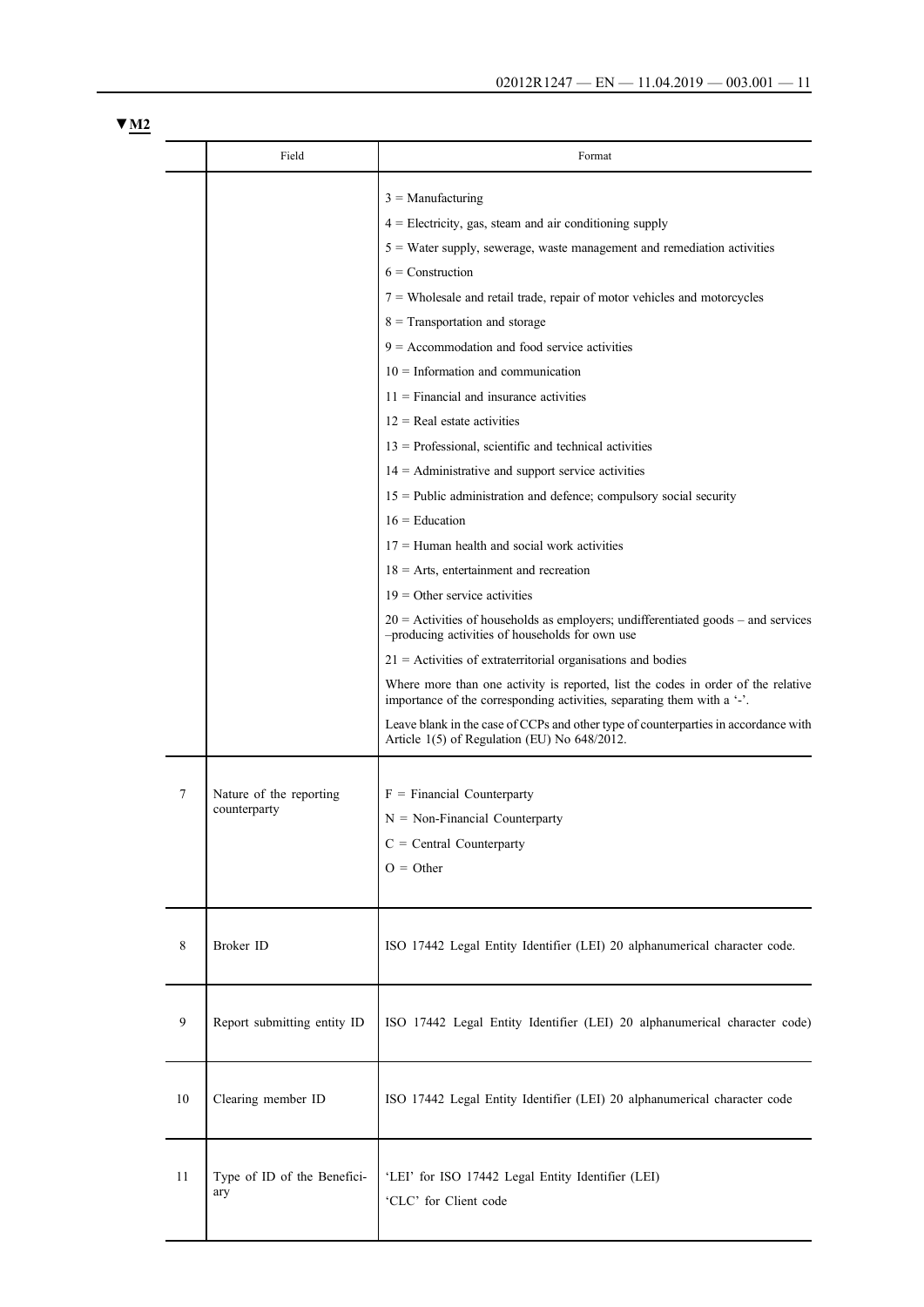▼M2

|  | Field | Format |
|---|---|---|
|  |  | 3 = Manufacturing<br>4 = Electricity, gas, steam and air conditioning supply<br>5 = Water supply, sewerage, waste management and remediation activities<br>6 = Construction<br>7 = Wholesale and retail trade, repair of motor vehicles and motorcycles<br>8 = Transportation and storage<br>9 = Accommodation and food service activities<br>10 = Information and communication<br>11 = Financial and insurance activities<br>12 = Real estate activities<br>13 = Professional, scientific and technical activities<br>14 = Administrative and support service activities<br>15 = Public administration and defence; compulsory social security<br>16 = Education<br>17 = Human health and social work activities<br>18 = Arts, entertainment and recreation<br>19 = Other service activities<br>20 = Activities of households as employers; undifferentiated goods – and services –producing activities of households for own use<br>21 = Activities of extraterritorial organisations and bodies<br>Where more than one activity is reported, list the codes in order of the relative importance of the corresponding activities, separating them with a '-'.<br>Leave blank in the case of CCPs and other type of counterparties in accordance with Article 1(5) of Regulation (EU) No 648/2012. |
| 7 | Nature of the reporting counterparty | F = Financial Counterparty<br>N = Non-Financial Counterparty<br>C = Central Counterparty<br>O = Other |
| 8 | Broker ID | ISO 17442 Legal Entity Identifier (LEI) 20 alphanumerical character code. |
| 9 | Report submitting entity ID | ISO 17442 Legal Entity Identifier (LEI) 20 alphanumerical character code) |
| 10 | Clearing member ID | ISO 17442 Legal Entity Identifier (LEI) 20 alphanumerical character code |
| 11 | Type of ID of the Beneficiary | 'LEI' for ISO 17442 Legal Entity Identifier (LEI)<br>'CLC' for Client code |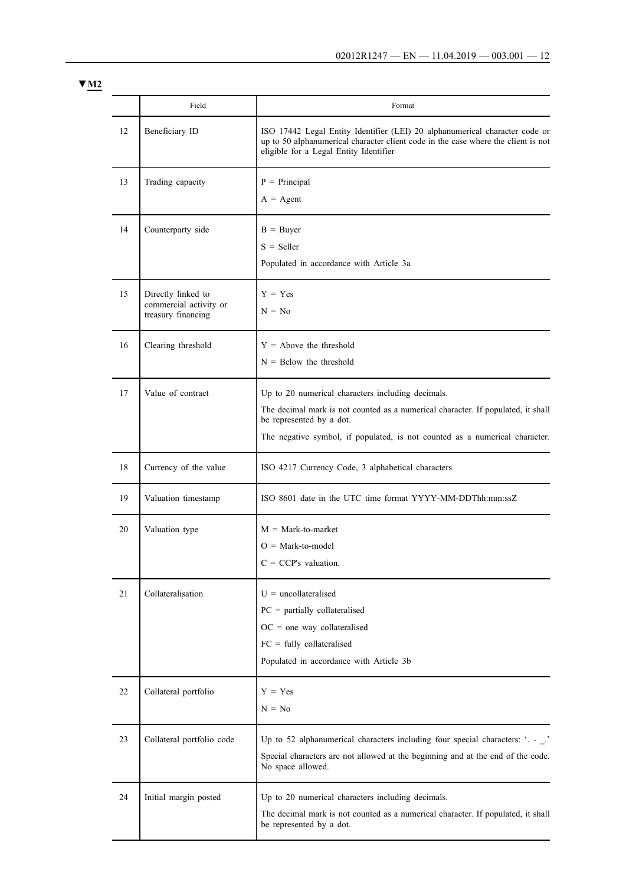▼M2

| | Field | Format |
|---|---|---|
| 12 | Beneficiary ID | ISO 17442 Legal Entity Identifier (LEI) 20 alphanumerical character code or up to 50 alphanumerical character client code in the case where the client is not eligible for a Legal Entity Identifier |
| 13 | Trading capacity | P = Principal<br>A = Agent |
| 14 | Counterparty side | B = Buyer<br>S = Seller<br>Populated in accordance with Article 3a |
| 15 | Directly linked to commercial activity or treasury financing | Y = Yes<br>N = No |
| 16 | Clearing threshold | Y = Above the threshold<br>N = Below the threshold |
| 17 | Value of contract | Up to 20 numerical characters including decimals.<br>The decimal mark is not counted as a numerical character. If populated, it shall be represented by a dot.<br>The negative symbol, if populated, is not counted as a numerical character. |
| 18 | Currency of the value | ISO 4217 Currency Code, 3 alphabetical characters |
| 19 | Valuation timestamp | ISO 8601 date in the UTC time format YYYY-MM-DDThh:mm:ssZ |
| 20 | Valuation type | M = Mark-to-market<br>O = Mark-to-model<br>C = CCP's valuation. |
| 21 | Collateralisation | U = uncollateralised<br>PC = partially collateralised<br>OC = one way collateralised<br>FC = fully collateralised<br>Populated in accordance with Article 3b |
| 22 | Collateral portfolio | Y = Yes<br>N = No |
| 23 | Collateral portfolio code | Up to 52 alphanumerical characters including four special characters: '. - _.'<br>Special characters are not allowed at the beginning and at the end of the code. No space allowed. |
| 24 | Initial margin posted | Up to 20 numerical characters including decimals.<br>The decimal mark is not counted as a numerical character. If populated, it shall be represented by a dot. |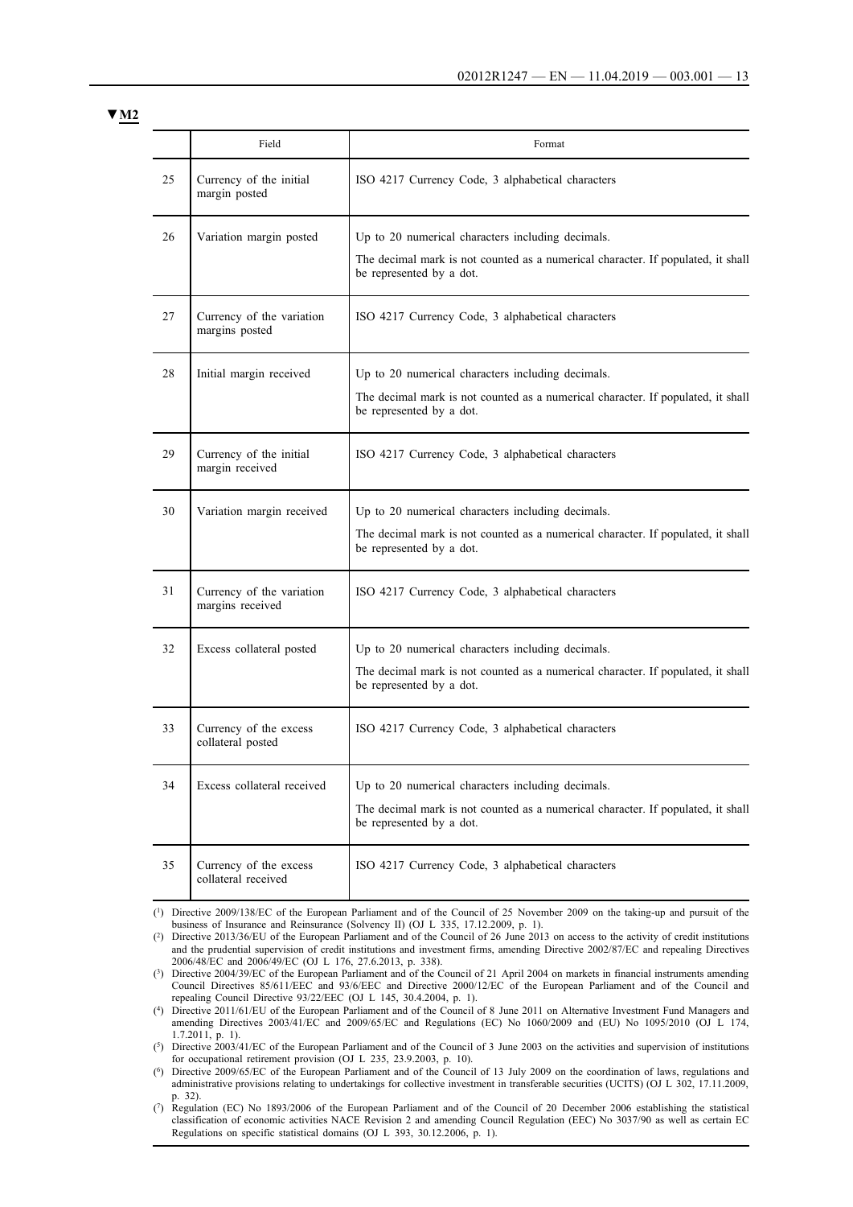▼M2

| | Field | Format |
|---|---|---|
| 25 | Currency of the initial margin posted | ISO 4217 Currency Code, 3 alphabetical characters |
| 26 | Variation margin posted | Up to 20 numerical characters including decimals.<br><br>The decimal mark is not counted as a numerical character. If populated, it shall be represented by a dot. |
| 27 | Currency of the variation margins posted | ISO 4217 Currency Code, 3 alphabetical characters |
| 28 | Initial margin received | Up to 20 numerical characters including decimals.<br><br>The decimal mark is not counted as a numerical character. If populated, it shall be represented by a dot. |
| 29 | Currency of the initial margin received | ISO 4217 Currency Code, 3 alphabetical characters |
| 30 | Variation margin received | Up to 20 numerical characters including decimals.<br><br>The decimal mark is not counted as a numerical character. If populated, it shall be represented by a dot. |
| 31 | Currency of the variation margins received | ISO 4217 Currency Code, 3 alphabetical characters |
| 32 | Excess collateral posted | Up to 20 numerical characters including decimals.<br><br>The decimal mark is not counted as a numerical character. If populated, it shall be represented by a dot. |
| 33 | Currency of the excess collateral posted | ISO 4217 Currency Code, 3 alphabetical characters |
| 34 | Excess collateral received | Up to 20 numerical characters including decimals.<br><br>The decimal mark is not counted as a numerical character. If populated, it shall be represented by a dot. |
| 35 | Currency of the excess collateral received | ISO 4217 Currency Code, 3 alphabetical characters |

(1) Directive 2009/138/EC of the European Parliament and of the Council of 25 November 2009 on the taking-up and pursuit of the business of Insurance and Reinsurance (Solvency II) (OJ L 335, 17.12.2009, p. 1).

(2) Directive 2013/36/EU of the European Parliament and of the Council of 26 June 2013 on access to the activity of credit institutions and the prudential supervision of credit institutions and investment firms, amending Directive 2002/87/EC and repealing Directives 2006/48/EC and 2006/49/EC (OJ L 176, 27.6.2013, p. 338).

(3) Directive 2004/39/EC of the European Parliament and of the Council of 21 April 2004 on markets in financial instruments amending Council Directives 85/611/EEC and 93/6/EEC and Directive 2000/12/EC of the European Parliament and of the Council and repealing Council Directive 93/22/EEC (OJ L 145, 30.4.2004, p. 1).

(4) Directive 2011/61/EU of the European Parliament and of the Council of 8 June 2011 on Alternative Investment Fund Managers and amending Directives 2003/41/EC and 2009/65/EC and Regulations (EC) No 1060/2009 and (EU) No 1095/2010 (OJ L 174, 1.7.2011, p. 1).

(5) Directive 2003/41/EC of the European Parliament and of the Council of 3 June 2003 on the activities and supervision of institutions for occupational retirement provision (OJ L 235, 23.9.2003, p. 10).

(6) Directive 2009/65/EC of the European Parliament and of the Council of 13 July 2009 on the coordination of laws, regulations and administrative provisions relating to undertakings for collective investment in transferable securities (UCITS) (OJ L 302, 17.11.2009, p. 32).

(7) Regulation (EC) No 1893/2006 of the European Parliament and of the Council of 20 December 2006 establishing the statistical classification of economic activities NACE Revision 2 and amending Council Regulation (EEC) No 3037/90 as well as certain EC Regulations on specific statistical domains (OJ L 393, 30.12.2006, p. 1).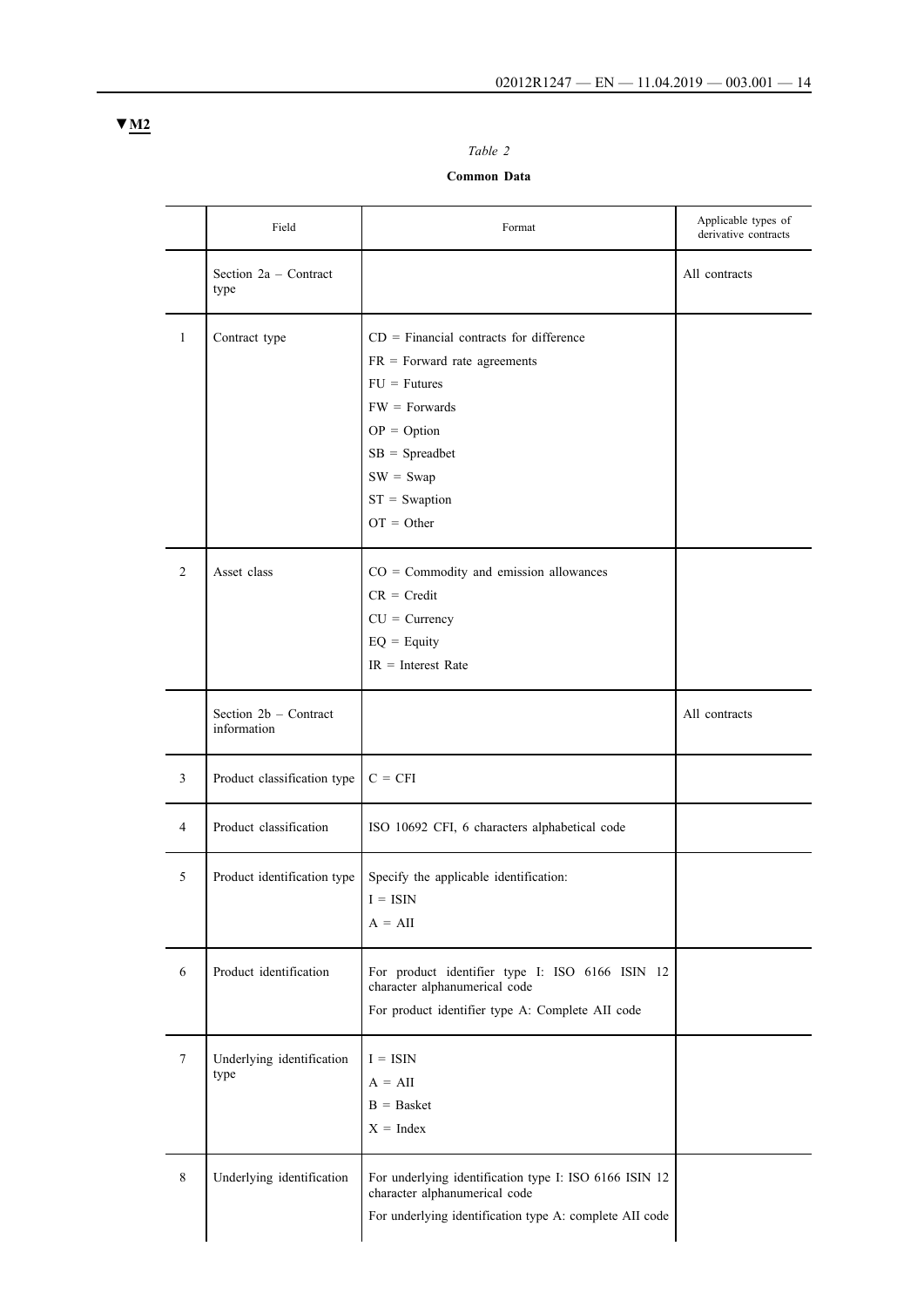▼M2

*Table 2*

**Common Data**

| | Field | Format | Applicable types of derivative contracts |
|---|---|---|---|
| | Section 2a – Contract type | | All contracts |
| 1 | Contract type | CD = Financial contracts for difference<br>FR = Forward rate agreements<br>FU = Futures<br>FW = Forwards<br>OP = Option<br>SB = Spreadbet<br>SW = Swap<br>ST = Swaption<br>OT = Other | |
| 2 | Asset class | CO = Commodity and emission allowances<br>CR = Credit<br>CU = Currency<br>EQ = Equity<br>IR = Interest Rate | |
| | Section 2b – Contract information | | All contracts |
| 3 | Product classification type | C = CFI | |
| 4 | Product classification | ISO 10692 CFI, 6 characters alphabetical code | |
| 5 | Product identification type | Specify the applicable identification:<br>I = ISIN<br>A = AII | |
| 6 | Product identification | For product identifier type I: ISO 6166 ISIN 12 character alphanumerical code<br>For product identifier type A: Complete AII code | |
| 7 | Underlying identification type | I = ISIN<br>A = AII<br>B = Basket<br>X = Index | |
| 8 | Underlying identification | For underlying identification type I: ISO 6166 ISIN 12 character alphanumerical code<br>For underlying identification type A: complete AII code | |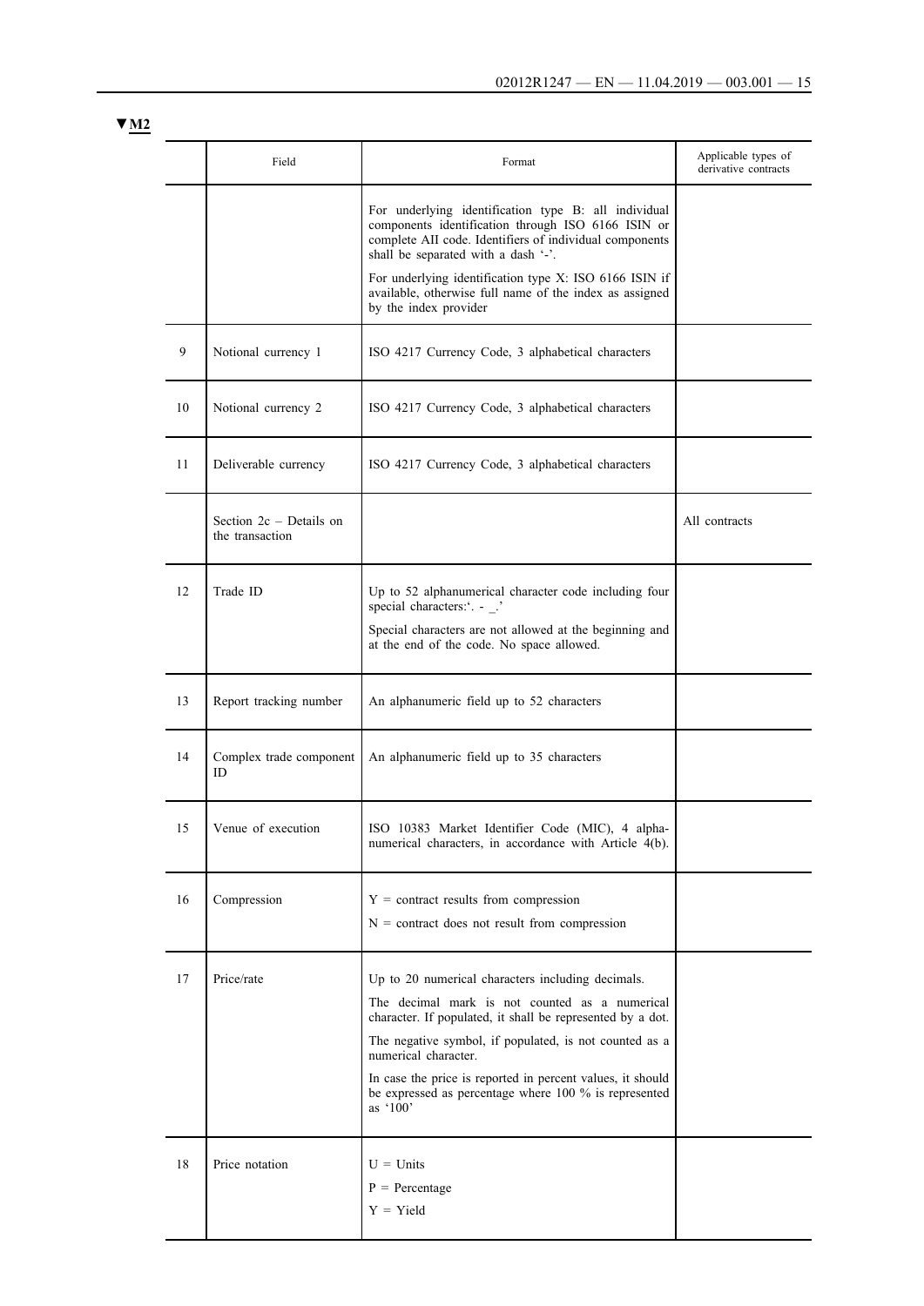▼M2

|  | Field | Format | Applicable types of derivative contracts |
|---|---|---|---|
|  |  | For underlying identification type B: all individual components identification through ISO 6166 ISIN or complete AII code. Identifiers of individual components shall be separated with a dash '-'.<br>For underlying identification type X: ISO 6166 ISIN if available, otherwise full name of the index as assigned by the index provider |  |
| 9 | Notional currency 1 | ISO 4217 Currency Code, 3 alphabetical characters |  |
| 10 | Notional currency 2 | ISO 4217 Currency Code, 3 alphabetical characters |  |
| 11 | Deliverable currency | ISO 4217 Currency Code, 3 alphabetical characters |  |
|  | Section 2c – Details on the transaction |  | All contracts |
| 12 | Trade ID | Up to 52 alphanumerical character code including four special characters:'. - _.'<br>Special characters are not allowed at the beginning and at the end of the code. No space allowed. |  |
| 13 | Report tracking number | An alphanumeric field up to 52 characters |  |
| 14 | Complex trade component ID | An alphanumeric field up to 35 characters |  |
| 15 | Venue of execution | ISO 10383 Market Identifier Code (MIC), 4 alphanumerical characters, in accordance with Article 4(b). |  |
| 16 | Compression | Y = contract results from compression<br>N = contract does not result from compression |  |
| 17 | Price/rate | Up to 20 numerical characters including decimals.<br>The decimal mark is not counted as a numerical character. If populated, it shall be represented by a dot.<br>The negative symbol, if populated, is not counted as a numerical character.<br>In case the price is reported in percent values, it should be expressed as percentage where 100 % is represented as '100' |  |
| 18 | Price notation | U = Units<br>P = Percentage<br>Y = Yield |  |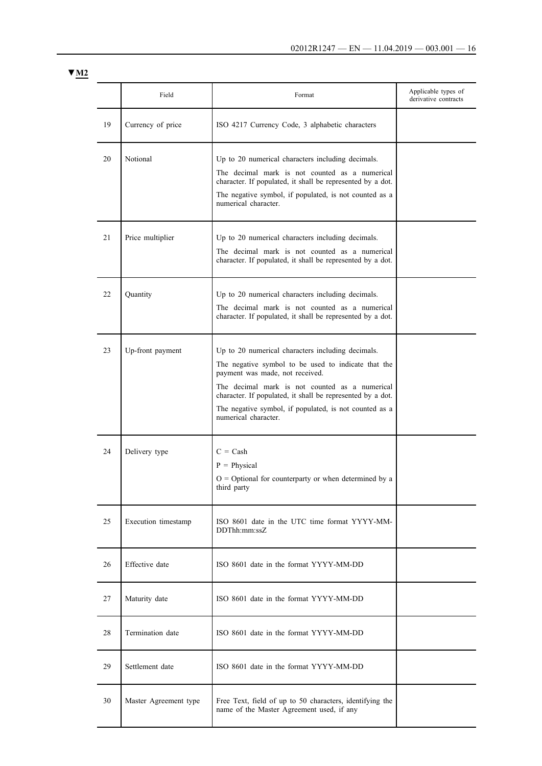▼M2

| | Field | Format | Applicable types of derivative contracts |
|---|---|---|---|
| 19 | Currency of price | ISO 4217 Currency Code, 3 alphabetic characters | |
| 20 | Notional | Up to 20 numerical characters including decimals.<br>The decimal mark is not counted as a numerical character. If populated, it shall be represented by a dot.<br>The negative symbol, if populated, is not counted as a numerical character. | |
| 21 | Price multiplier | Up to 20 numerical characters including decimals.<br>The decimal mark is not counted as a numerical character. If populated, it shall be represented by a dot. | |
| 22 | Quantity | Up to 20 numerical characters including decimals.<br>The decimal mark is not counted as a numerical character. If populated, it shall be represented by a dot. | |
| 23 | Up-front payment | Up to 20 numerical characters including decimals.<br>The negative symbol to be used to indicate that the payment was made, not received.<br>The decimal mark is not counted as a numerical character. If populated, it shall be represented by a dot.<br>The negative symbol, if populated, is not counted as a numerical character. | |
| 24 | Delivery type | C = Cash<br>P = Physical<br>O = Optional for counterparty or when determined by a third party | |
| 25 | Execution timestamp | ISO 8601 date in the UTC time format YYYY-MM-DDThh:mm:ssZ | |
| 26 | Effective date | ISO 8601 date in the format YYYY-MM-DD | |
| 27 | Maturity date | ISO 8601 date in the format YYYY-MM-DD | |
| 28 | Termination date | ISO 8601 date in the format YYYY-MM-DD | |
| 29 | Settlement date | ISO 8601 date in the format YYYY-MM-DD | |
| 30 | Master Agreement type | Free Text, field of up to 50 characters, identifying the name of the Master Agreement used, if any | |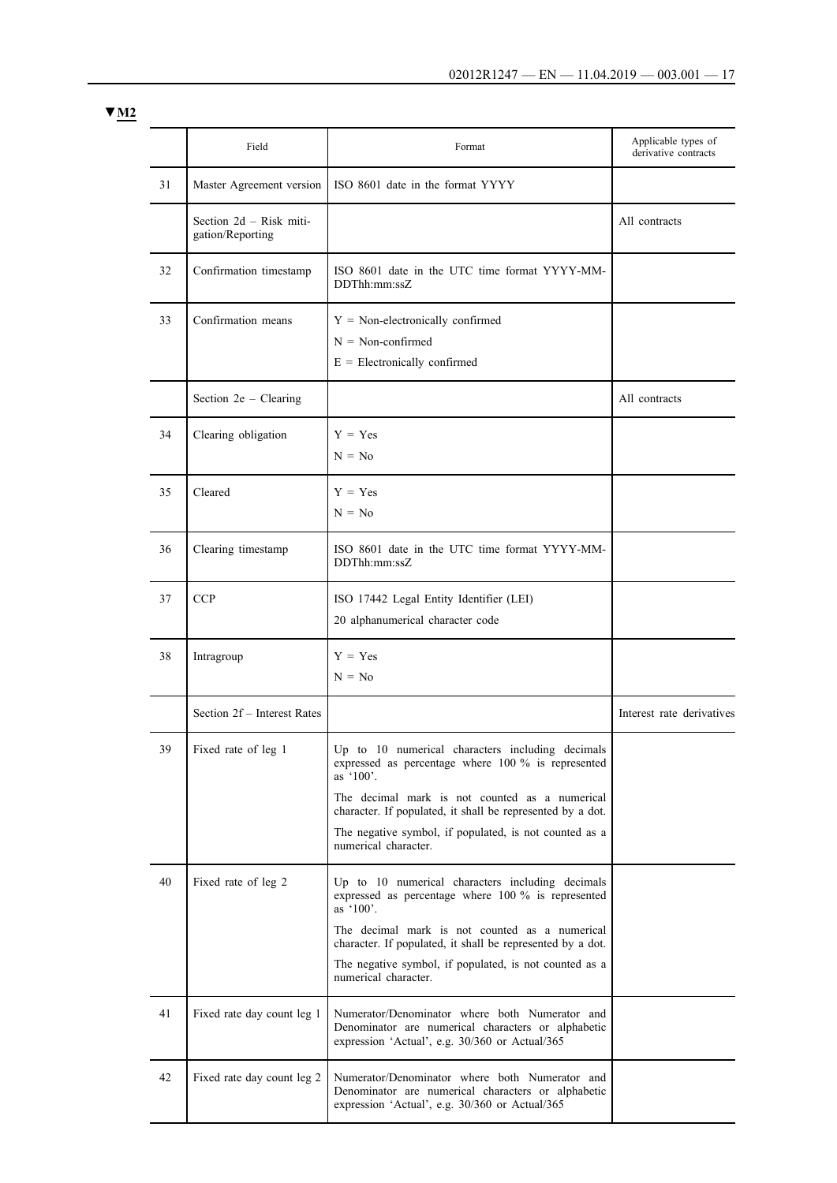**▼M2**

| | Field | Format | Applicable types of derivative contracts |
|---|---|---|---|
| 31 | Master Agreement version | ISO 8601 date in the format YYYY | |
| | Section 2d – Risk mitigation/Reporting | | All contracts |
| 32 | Confirmation timestamp | ISO 8601 date in the UTC time format YYYY-MM-DDThh:mm:ssZ | |
| 33 | Confirmation means | Y = Non-electronically confirmed<br>N = Non-confirmed<br>E = Electronically confirmed | |
| | Section 2e – Clearing | | All contracts |
| 34 | Clearing obligation | Y = Yes<br>N = No | |
| 35 | Cleared | Y = Yes<br>N = No | |
| 36 | Clearing timestamp | ISO 8601 date in the UTC time format YYYY-MM-DDThh:mm:ssZ | |
| 37 | CCP | ISO 17442 Legal Entity Identifier (LEI)<br>20 alphanumerical character code | |
| 38 | Intragroup | Y = Yes<br>N = No | |
| | Section 2f – Interest Rates | | Interest rate derivatives |
| 39 | Fixed rate of leg 1 | Up to 10 numerical characters including decimals expressed as percentage where 100 % is represented as '100'.<br>The decimal mark is not counted as a numerical character. If populated, it shall be represented by a dot.<br>The negative symbol, if populated, is not counted as a numerical character. | |
| 40 | Fixed rate of leg 2 | Up to 10 numerical characters including decimals expressed as percentage where 100 % is represented as '100'.<br>The decimal mark is not counted as a numerical character. If populated, it shall be represented by a dot.<br>The negative symbol, if populated, is not counted as a numerical character. | |
| 41 | Fixed rate day count leg 1 | Numerator/Denominator where both Numerator and Denominator are numerical characters or alphabetic expression 'Actual', e.g. 30/360 or Actual/365 | |
| 42 | Fixed rate day count leg 2 | Numerator/Denominator where both Numerator and Denominator are numerical characters or alphabetic expression 'Actual', e.g. 30/360 or Actual/365 | |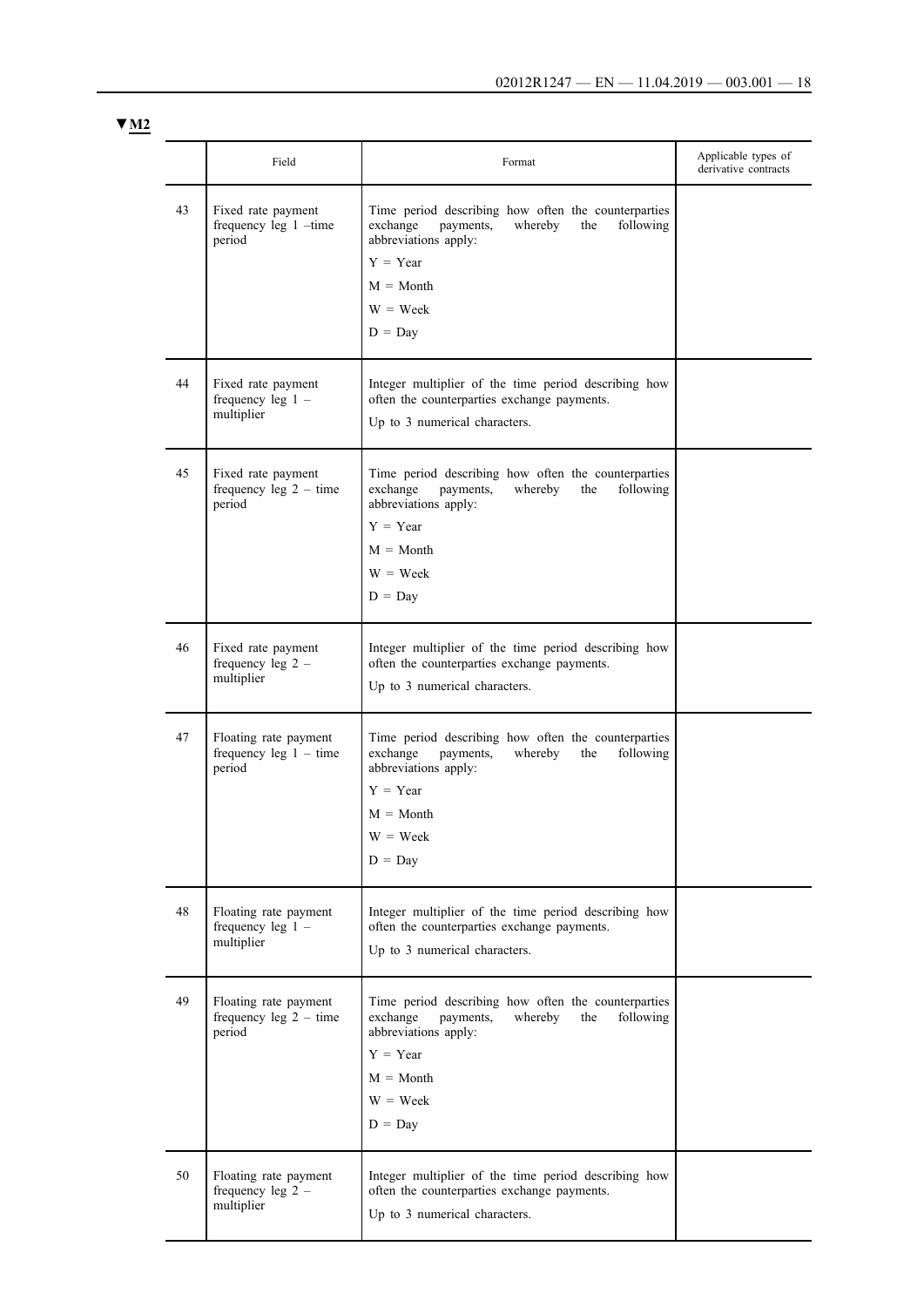▼M2

| | Field | Format | Applicable types of derivative contracts |
|---|---|---|---|
| 43 | Fixed rate payment frequency leg 1 –time period | Time period describing how often the counterparties exchange payments, whereby the following abbreviations apply:<br>Y = Year<br>M = Month<br>W = Week<br>D = Day | |
| 44 | Fixed rate payment frequency leg 1 – multiplier | Integer multiplier of the time period describing how often the counterparties exchange payments.<br>Up to 3 numerical characters. | |
| 45 | Fixed rate payment frequency leg 2 – time period | Time period describing how often the counterparties exchange payments, whereby the following abbreviations apply:<br>Y = Year<br>M = Month<br>W = Week<br>D = Day | |
| 46 | Fixed rate payment frequency leg 2 – multiplier | Integer multiplier of the time period describing how often the counterparties exchange payments.<br>Up to 3 numerical characters. | |
| 47 | Floating rate payment frequency leg 1 – time period | Time period describing how often the counterparties exchange payments, whereby the following abbreviations apply:<br>Y = Year<br>M = Month<br>W = Week<br>D = Day | |
| 48 | Floating rate payment frequency leg 1 – multiplier | Integer multiplier of the time period describing how often the counterparties exchange payments.<br>Up to 3 numerical characters. | |
| 49 | Floating rate payment frequency leg 2 – time period | Time period describing how often the counterparties exchange payments, whereby the following abbreviations apply:<br>Y = Year<br>M = Month<br>W = Week<br>D = Day | |
| 50 | Floating rate payment frequency leg 2 – multiplier | Integer multiplier of the time period describing how often the counterparties exchange payments.<br>Up to 3 numerical characters. | |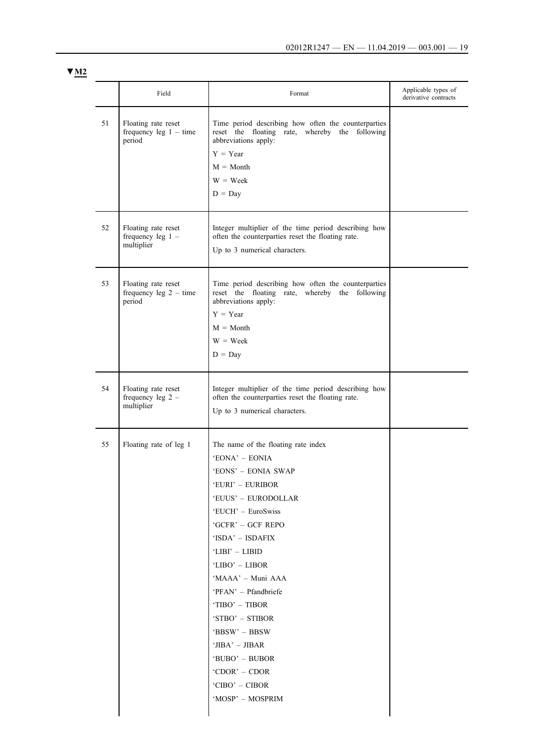▼**M2**

| | Field | Format | Applicable types of derivative contracts |
|---|---|---|---|
| 51 | Floating rate reset frequency leg 1 – time period | Time period describing how often the counterparties reset the floating rate, whereby the following abbreviations apply:<br>Y = Year<br>M = Month<br>W = Week<br>D = Day | |
| 52 | Floating rate reset frequency leg 1 – multiplier | Integer multiplier of the time period describing how often the counterparties reset the floating rate.<br>Up to 3 numerical characters. | |
| 53 | Floating rate reset frequency leg 2 – time period | Time period describing how often the counterparties reset the floating rate, whereby the following abbreviations apply:<br>Y = Year<br>M = Month<br>W = Week<br>D = Day | |
| 54 | Floating rate reset frequency leg 2 – multiplier | Integer multiplier of the time period describing how often the counterparties reset the floating rate.<br>Up to 3 numerical characters. | |
| 55 | Floating rate of leg 1 | The name of the floating rate index<br>'EONA' – EONIA<br>'EONS' – EONIA SWAP<br>'EURI' – EURIBOR<br>'EUUS' – EURODOLLAR<br>'EUCH' – EuroSwiss<br>'GCFR' – GCF REPO<br>'ISDA' – ISDAFIX<br>'LIBI' – LIBID<br>'LIBO' – LIBOR<br>'MAAA' – Muni AAA<br>'PFAN' – Pfandbriefe<br>'TIBO' – TIBOR<br>'STBO' – STIBOR<br>'BBSW' – BBSW<br>'JIBA' – JIBAR<br>'BUBO' – BUBOR<br>'CDOR' – CDOR<br>'CIBO' – CIBOR<br>'MOSP' – MOSPRIM | |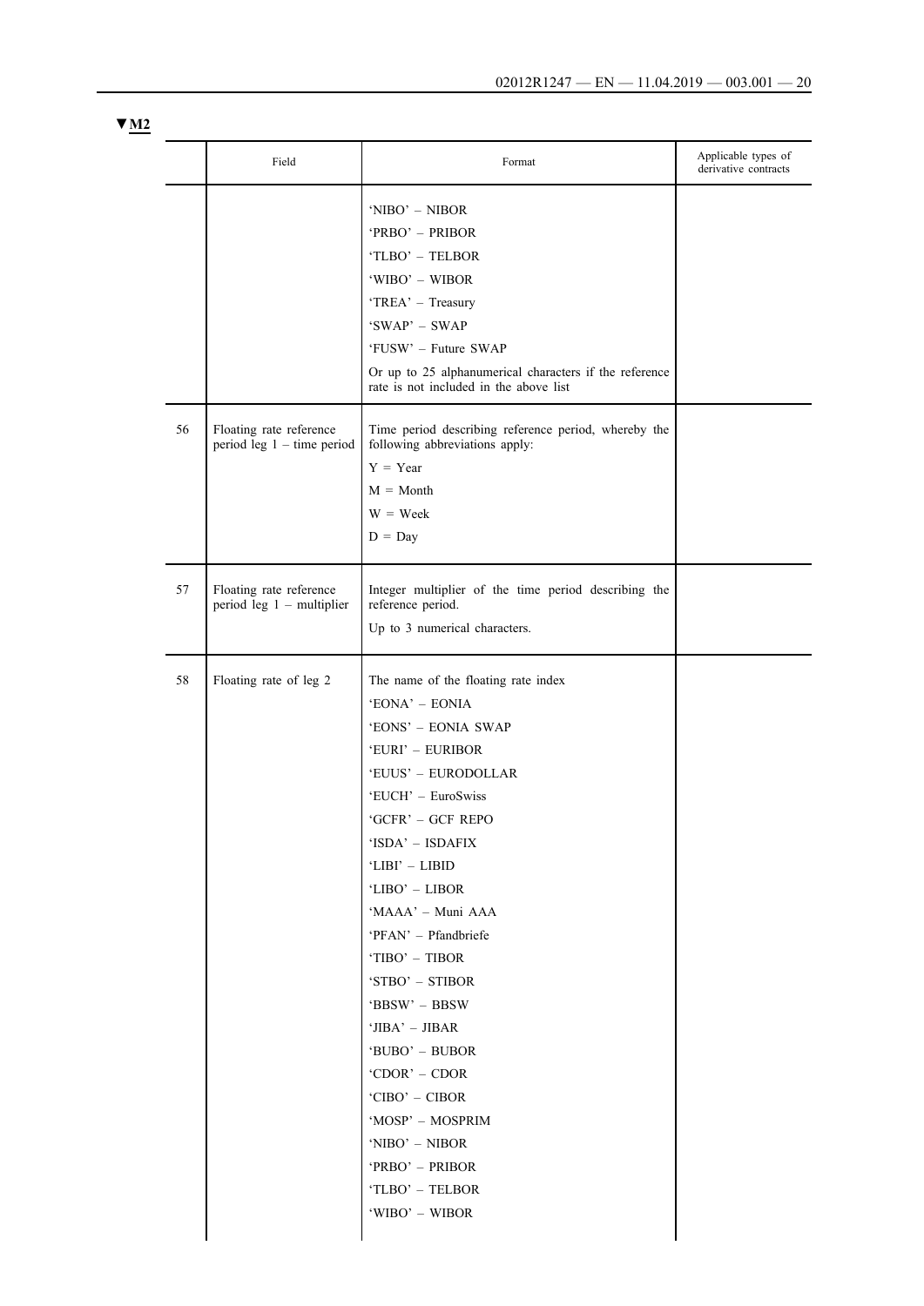▼M2

| | Field | Format | Applicable types of derivative contracts |
|---|---|---|---|
| | | 'NIBO' – NIBOR<br>'PRBO' – PRIBOR<br>'TLBO' – TELBOR<br>'WIBO' – WIBOR<br>'TREA' – Treasury<br>'SWAP' – SWAP<br>'FUSW' – Future SWAP<br>Or up to 25 alphanumerical characters if the reference rate is not included in the above list | |
| 56 | Floating rate reference period leg 1 – time period | Time period describing reference period, whereby the following abbreviations apply:<br>Y = Year<br>M = Month<br>W = Week<br>D = Day | |
| 57 | Floating rate reference period leg 1 – multiplier | Integer multiplier of the time period describing the reference period.<br>Up to 3 numerical characters. | |
| 58 | Floating rate of leg 2 | The name of the floating rate index<br>'EONA' – EONIA<br>'EONS' – EONIA SWAP<br>'EURI' – EURIBOR<br>'EUUS' – EURODOLLAR<br>'EUCH' – EuroSwiss<br>'GCFR' – GCF REPO<br>'ISDA' – ISDAFIX<br>'LIBI' – LIBID<br>'LIBO' – LIBOR<br>'MAAA' – Muni AAA<br>'PFAN' – Pfandbriefe<br>'TIBO' – TIBOR<br>'STBO' – STIBOR<br>'BBSW' – BBSW<br>'JIBA' – JIBAR<br>'BUBO' – BUBOR<br>'CDOR' – CDOR<br>'CIBO' – CIBOR<br>'MOSP' – MOSPRIM<br>'NIBO' – NIBOR<br>'PRBO' – PRIBOR<br>'TLBO' – TELBOR<br>'WIBO' – WIBOR | |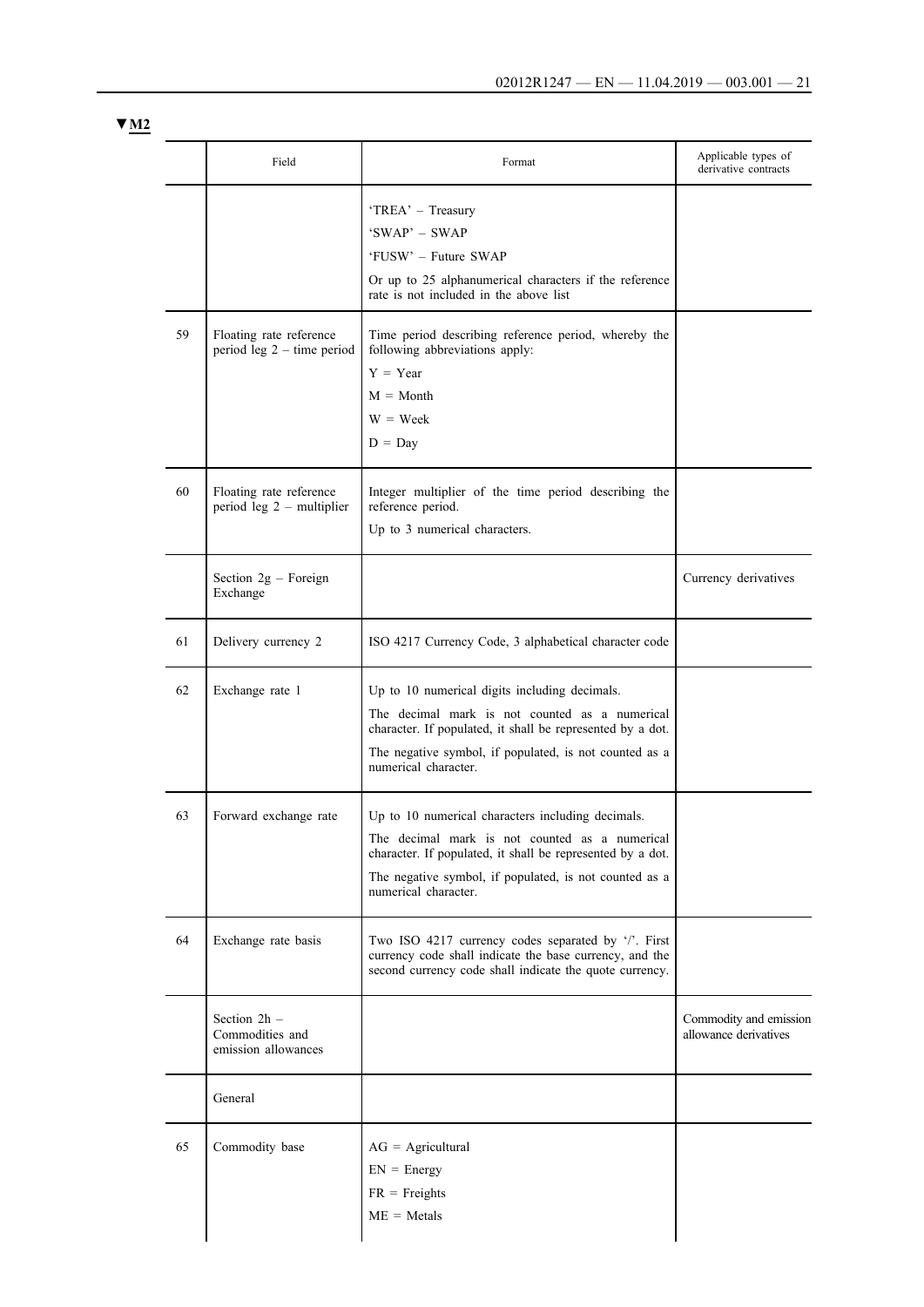▼M2

| | Field | Format | Applicable types of derivative contracts |
|---|---|---|---|
| | | 'TREA' – Treasury<br>'SWAP' – SWAP<br>'FUSW' – Future SWAP<br>Or up to 25 alphanumerical characters if the reference rate is not included in the above list | |
| 59 | Floating rate reference period leg 2 – time period | Time period describing reference period, whereby the following abbreviations apply:<br>Y = Year<br>M = Month<br>W = Week<br>D = Day | |
| 60 | Floating rate reference period leg 2 – multiplier | Integer multiplier of the time period describing the reference period.<br>Up to 3 numerical characters. | |
| | Section 2g – Foreign Exchange | | Currency derivatives |
| 61 | Delivery currency 2 | ISO 4217 Currency Code, 3 alphabetical character code | |
| 62 | Exchange rate 1 | Up to 10 numerical digits including decimals.<br>The decimal mark is not counted as a numerical character. If populated, it shall be represented by a dot.<br>The negative symbol, if populated, is not counted as a numerical character. | |
| 63 | Forward exchange rate | Up to 10 numerical characters including decimals.<br>The decimal mark is not counted as a numerical character. If populated, it shall be represented by a dot.<br>The negative symbol, if populated, is not counted as a numerical character. | |
| 64 | Exchange rate basis | Two ISO 4217 currency codes separated by '/'. First currency code shall indicate the base currency, and the second currency code shall indicate the quote currency. | |
| | Section 2h – Commodities and emission allowances | | Commodity and emission allowance derivatives |
| | General | | |
| 65 | Commodity base | AG = Agricultural<br>EN = Energy<br>FR = Freights<br>ME = Metals | |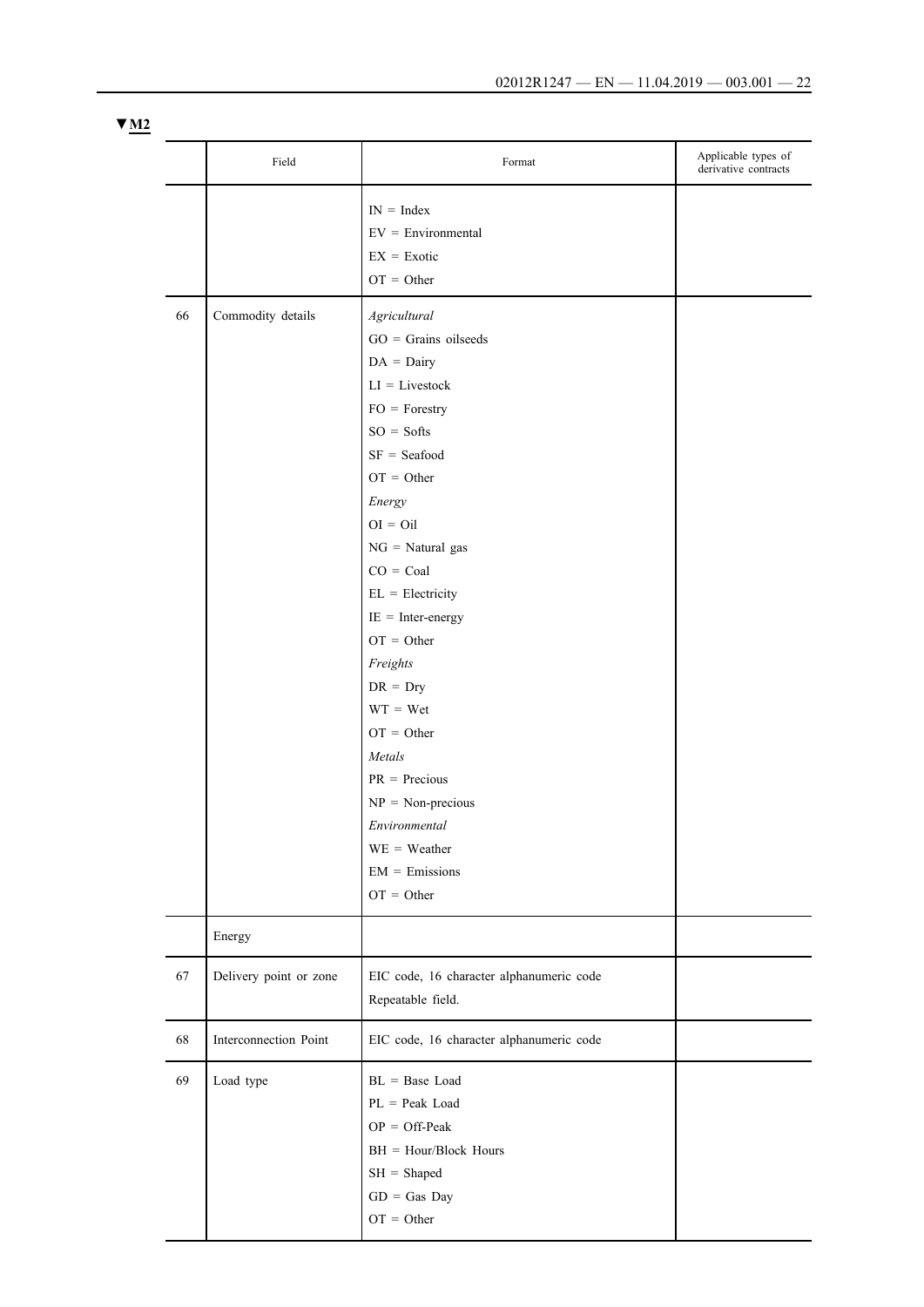▼M2

| | Field | Format | Applicable types of derivative contracts |
|---|---|---|---|
| | | IN = Index<br>EV = Environmental<br>EX = Exotic<br>OT = Other | |
| 66 | Commodity details | *Agricultural*<br>GO = Grains oilseeds<br>DA = Dairy<br>LI = Livestock<br>FO = Forestry<br>SO = Softs<br>SF = Seafood<br>OT = Other<br>*Energy*<br>OI = Oil<br>NG = Natural gas<br>CO = Coal<br>EL = Electricity<br>IE = Inter-energy<br>OT = Other<br>*Freights*<br>DR = Dry<br>WT = Wet<br>OT = Other<br>*Metals*<br>PR = Precious<br>NP = Non-precious<br>*Environmental*<br>WE = Weather<br>EM = Emissions<br>OT = Other | |
| | Energy | | |
| 67 | Delivery point or zone | EIC code, 16 character alphanumeric code<br>Repeatable field. | |
| 68 | Interconnection Point | EIC code, 16 character alphanumeric code | |
| 69 | Load type | BL = Base Load<br>PL = Peak Load<br>OP = Off-Peak<br>BH = Hour/Block Hours<br>SH = Shaped<br>GD = Gas Day<br>OT = Other | |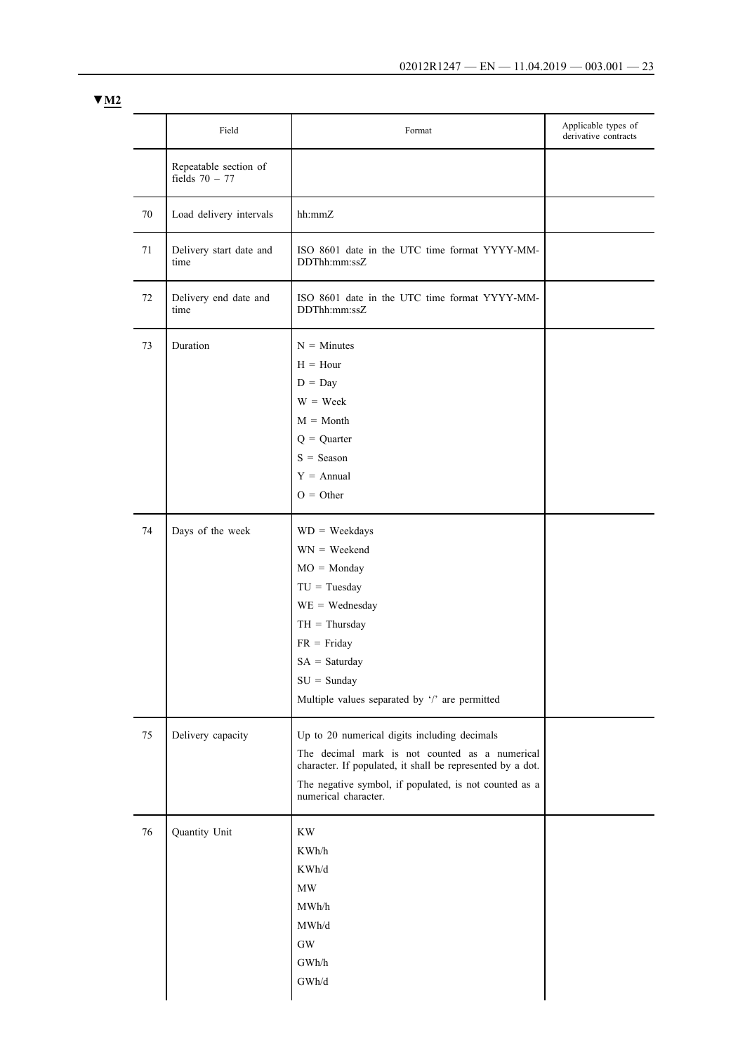▼M2

| | Field | Format | Applicable types of derivative contracts |
|---|---|---|---|
| | Repeatable section of fields 70 – 77 | | |
| 70 | Load delivery intervals | hh:mmZ | |
| 71 | Delivery start date and time | ISO 8601 date in the UTC time format YYYY-MM-DDThh:mm:ssZ | |
| 72 | Delivery end date and time | ISO 8601 date in the UTC time format YYYY-MM-DDThh:mm:ssZ | |
| 73 | Duration | N = Minutes<br>H = Hour<br>D = Day<br>W = Week<br>M = Month<br>Q = Quarter<br>S = Season<br>Y = Annual<br>O = Other | |
| 74 | Days of the week | WD = Weekdays<br>WN = Weekend<br>MO = Monday<br>TU = Tuesday<br>WE = Wednesday<br>TH = Thursday<br>FR = Friday<br>SA = Saturday<br>SU = Sunday<br>Multiple values separated by '/' are permitted | |
| 75 | Delivery capacity | Up to 20 numerical digits including decimals<br>The decimal mark is not counted as a numerical character. If populated, it shall be represented by a dot.<br>The negative symbol, if populated, is not counted as a numerical character. | |
| 76 | Quantity Unit | KW<br>KWh/h<br>KWh/d<br>MW<br>MWh/h<br>MWh/d<br>GW<br>GWh/h<br>GWh/d | |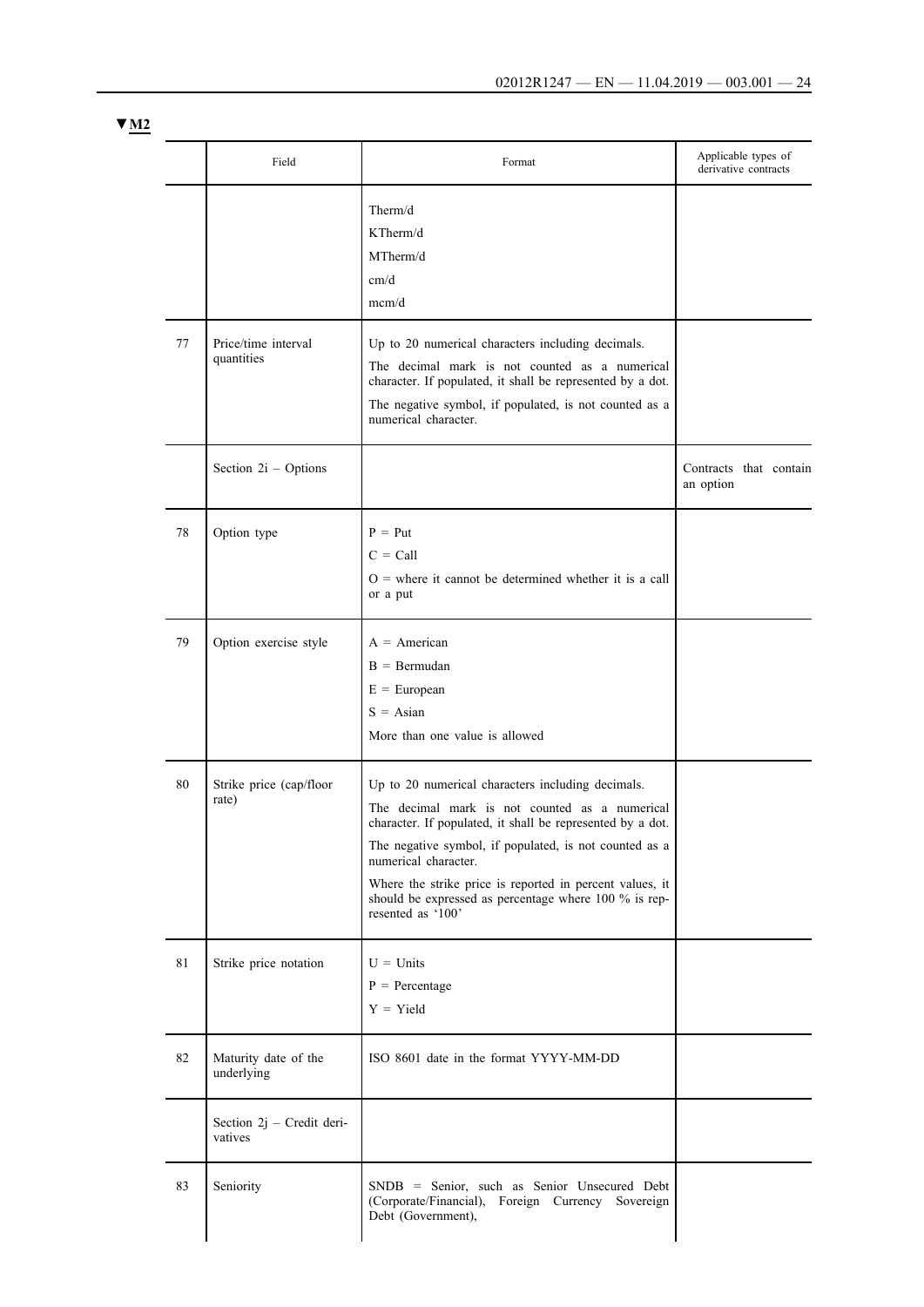▼M2

| | Field | Format | Applicable types of derivative contracts |
|---|---|---|---|
| | | Therm/d<br>KTherm/d<br>MTherm/d<br>cm/d<br>mcm/d | |
| 77 | Price/time interval quantities | Up to 20 numerical characters including decimals.<br>The decimal mark is not counted as a numerical character. If populated, it shall be represented by a dot.<br>The negative symbol, if populated, is not counted as a numerical character. | |
| | Section 2i – Options | | Contracts that contain an option |
| 78 | Option type | P = Put<br>C = Call<br>O = where it cannot be determined whether it is a call or a put | |
| 79 | Option exercise style | A = American<br>B = Bermudan<br>E = European<br>S = Asian<br>More than one value is allowed | |
| 80 | Strike price (cap/floor rate) | Up to 20 numerical characters including decimals.<br>The decimal mark is not counted as a numerical character. If populated, it shall be represented by a dot.<br>The negative symbol, if populated, is not counted as a numerical character.<br>Where the strike price is reported in percent values, it should be expressed as percentage where 100 % is represented as '100' | |
| 81 | Strike price notation | U = Units<br>P = Percentage<br>Y = Yield | |
| 82 | Maturity date of the underlying | ISO 8601 date in the format YYYY-MM-DD | |
| | Section 2j – Credit derivatives | | |
| 83 | Seniority | SNDB = Senior, such as Senior Unsecured Debt (Corporate/Financial), Foreign Currency Sovereign Debt (Government), | |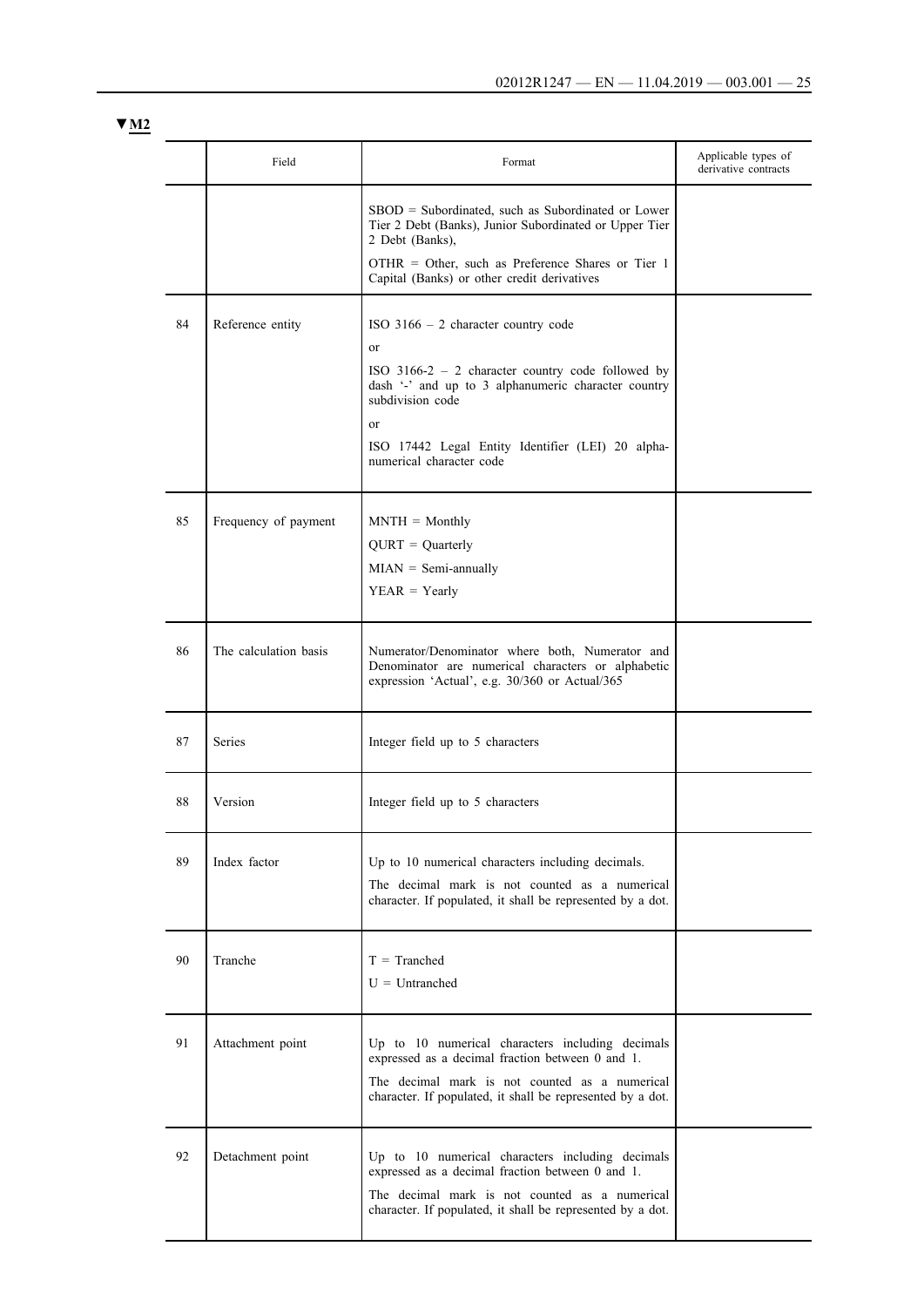▼M2

|  | Field | Format | Applicable types of derivative contracts |
|---|---|---|---|
|  |  | SBOD = Subordinated, such as Subordinated or Lower Tier 2 Debt (Banks), Junior Subordinated or Upper Tier 2 Debt (Banks),<br>OTHR = Other, such as Preference Shares or Tier 1 Capital (Banks) or other credit derivatives |  |
| 84 | Reference entity | ISO 3166 – 2 character country code<br>or<br>ISO 3166-2 – 2 character country code followed by dash '-' and up to 3 alphanumeric character country subdivision code<br>or<br>ISO 17442 Legal Entity Identifier (LEI) 20 alpha-numerical character code |  |
| 85 | Frequency of payment | MNTH = Monthly<br>QURT = Quarterly<br>MIAN = Semi-annually<br>YEAR = Yearly |  |
| 86 | The calculation basis | Numerator/Denominator where both, Numerator and Denominator are numerical characters or alphabetic expression 'Actual', e.g. 30/360 or Actual/365 |  |
| 87 | Series | Integer field up to 5 characters |  |
| 88 | Version | Integer field up to 5 characters |  |
| 89 | Index factor | Up to 10 numerical characters including decimals.<br>The decimal mark is not counted as a numerical character. If populated, it shall be represented by a dot. |  |
| 90 | Tranche | T = Tranched<br>U = Untranched |  |
| 91 | Attachment point | Up to 10 numerical characters including decimals expressed as a decimal fraction between 0 and 1.<br>The decimal mark is not counted as a numerical character. If populated, it shall be represented by a dot. |  |
| 92 | Detachment point | Up to 10 numerical characters including decimals expressed as a decimal fraction between 0 and 1.<br>The decimal mark is not counted as a numerical character. If populated, it shall be represented by a dot. |  |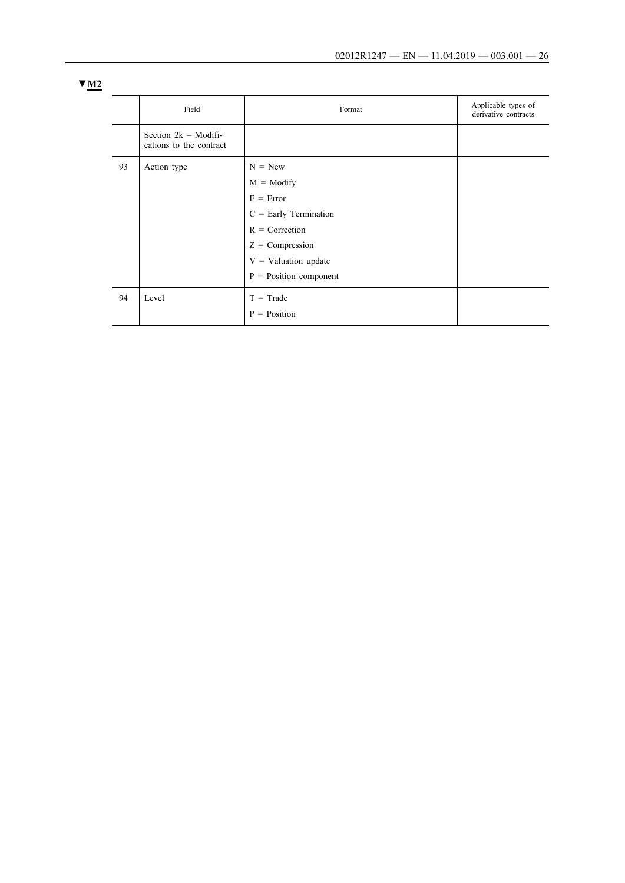▼**M2**

| | Field | Format | Applicable types of derivative contracts |
|---|---|---|---|
| | Section 2k – Modifications to the contract | | |
| 93 | Action type | N = New<br>M = Modify<br>E = Error<br>C = Early Termination<br>R = Correction<br>Z = Compression<br>V = Valuation update<br>P = Position component | |
| 94 | Level | T = Trade<br>P = Position | |